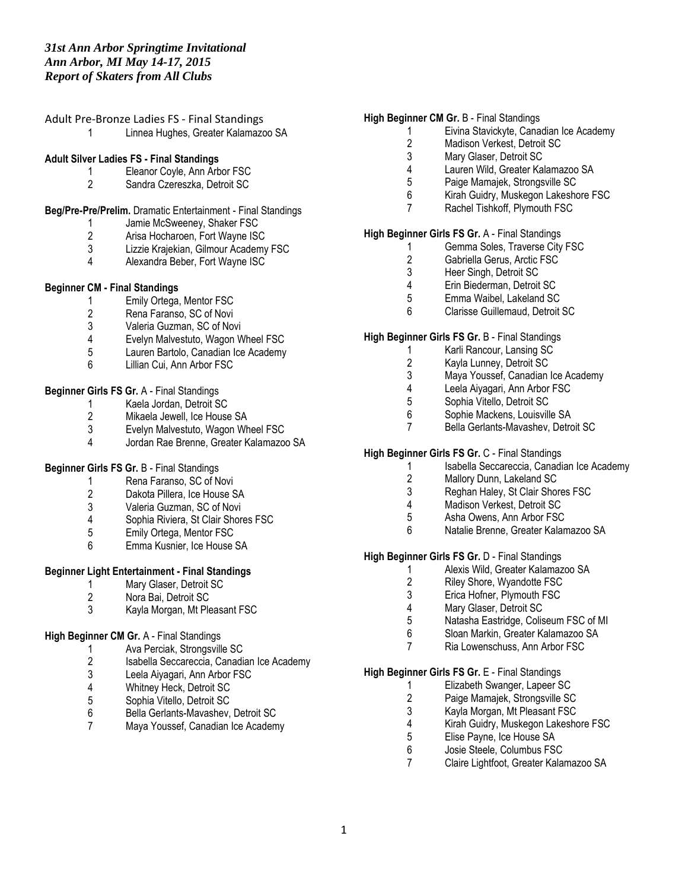*31st Ann Arbor Springtime Invitational*
*Ann Arbor, MI May 14-17, 2015*
*Report of Skaters from All Clubs*

Adult Pre-Bronze Ladies FS - Final Standings

1 Linnea Hughes, Greater Kalamazoo SA

**Adult Silver Ladies FS - Final Standings**

1 Eleanor Coyle, Ann Arbor FSC
2 Sandra Czereszka, Detroit SC

**Beg/Pre-Pre/Prelim.** Dramatic Entertainment - Final Standings

1 Jamie McSweeney, Shaker FSC
2 Arisa Hocharoen, Fort Wayne ISC
3 Lizzie Krajekian, Gilmour Academy FSC
4 Alexandra Beber, Fort Wayne ISC

**Beginner CM - Final Standings**

1 Emily Ortega, Mentor FSC
2 Rena Faranso, SC of Novi
3 Valeria Guzman, SC of Novi
4 Evelyn Malvestuto, Wagon Wheel FSC
5 Lauren Bartolo, Canadian Ice Academy
6 Lillian Cui, Ann Arbor FSC

**Beginner Girls FS Gr.** A - Final Standings

1 Kaela Jordan, Detroit SC
2 Mikaela Jewell, Ice House SA
3 Evelyn Malvestuto, Wagon Wheel FSC
4 Jordan Rae Brenne, Greater Kalamazoo SA

**Beginner Girls FS Gr.** B - Final Standings

1 Rena Faranso, SC of Novi
2 Dakota Pillera, Ice House SA
3 Valeria Guzman, SC of Novi
4 Sophia Riviera, St Clair Shores FSC
5 Emily Ortega, Mentor FSC
6 Emma Kusnier, Ice House SA

**Beginner Light Entertainment - Final Standings**

1 Mary Glaser, Detroit SC
2 Nora Bai, Detroit SC
3 Kayla Morgan, Mt Pleasant FSC

**High Beginner CM Gr.** A - Final Standings

1 Ava Perciak, Strongsville SC
2 Isabella Seccareccia, Canadian Ice Academy
3 Leela Aiyagari, Ann Arbor FSC
4 Whitney Heck, Detroit SC
5 Sophia Vitello, Detroit SC
6 Bella Gerlants-Mavashev, Detroit SC
7 Maya Youssef, Canadian Ice Academy

**High Beginner CM Gr.** B - Final Standings

1 Eivina Stavickyte, Canadian Ice Academy
2 Madison Verkest, Detroit SC
3 Mary Glaser, Detroit SC
4 Lauren Wild, Greater Kalamazoo SA
5 Paige Mamajek, Strongsville SC
6 Kirah Guidry, Muskegon Lakeshore FSC
7 Rachel Tishkoff, Plymouth FSC

**High Beginner Girls FS Gr.** A - Final Standings

1 Gemma Soles, Traverse City FSC
2 Gabriella Gerus, Arctic FSC
3 Heer Singh, Detroit SC
4 Erin Biederman, Detroit SC
5 Emma Waibel, Lakeland SC
6 Clarisse Guillemaud, Detroit SC

**High Beginner Girls FS Gr.** B - Final Standings

1 Karli Rancour, Lansing SC
2 Kayla Lunney, Detroit SC
3 Maya Youssef, Canadian Ice Academy
4 Leela Aiyagari, Ann Arbor FSC
5 Sophia Vitello, Detroit SC
6 Sophie Mackens, Louisville SA
7 Bella Gerlants-Mavashev, Detroit SC

**High Beginner Girls FS Gr.** C - Final Standings

1 Isabella Seccareccia, Canadian Ice Academy
2 Mallory Dunn, Lakeland SC
3 Reghan Haley, St Clair Shores FSC
4 Madison Verkest, Detroit SC
5 Asha Owens, Ann Arbor FSC
6 Natalie Brenne, Greater Kalamazoo SA

**High Beginner Girls FS Gr.** D - Final Standings

1 Alexis Wild, Greater Kalamazoo SA
2 Riley Shore, Wyandotte FSC
3 Erica Hofner, Plymouth FSC
4 Mary Glaser, Detroit SC
5 Natasha Eastridge, Coliseum FSC of MI
6 Sloan Markin, Greater Kalamazoo SA
7 Ria Lowenschuss, Ann Arbor FSC

**High Beginner Girls FS Gr.** E - Final Standings

1 Elizabeth Swanger, Lapeer SC
2 Paige Mamajek, Strongsville SC
3 Kayla Morgan, Mt Pleasant FSC
4 Kirah Guidry, Muskegon Lakeshore FSC
5 Elise Payne, Ice House SA
6 Josie Steele, Columbus FSC
7 Claire Lightfoot, Greater Kalamazoo SA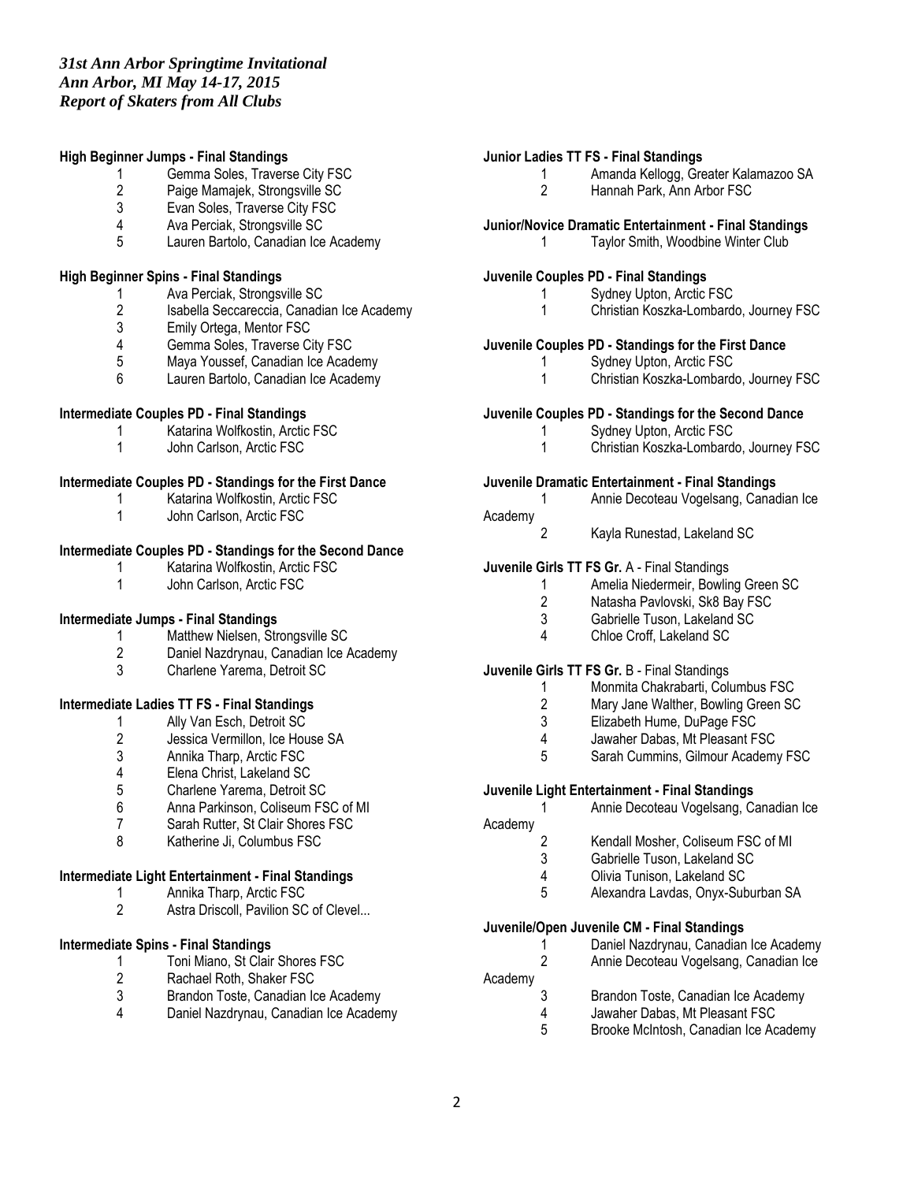*31st Ann Arbor Springtime Invitational*
*Ann Arbor, MI May 14-17, 2015*
*Report of Skaters from All Clubs*

**High Beginner Jumps - Final Standings**

1 Gemma Soles, Traverse City FSC
2 Paige Mamajek, Strongsville SC
3 Evan Soles, Traverse City FSC
4 Ava Perciak, Strongsville SC
5 Lauren Bartolo, Canadian Ice Academy

**High Beginner Spins - Final Standings**

1 Ava Perciak, Strongsville SC
2 Isabella Seccareccia, Canadian Ice Academy
3 Emily Ortega, Mentor FSC
4 Gemma Soles, Traverse City FSC
5 Maya Youssef, Canadian Ice Academy
6 Lauren Bartolo, Canadian Ice Academy

**Intermediate Couples PD - Final Standings**

1 Katarina Wolfkostin, Arctic FSC
1 John Carlson, Arctic FSC

**Intermediate Couples PD - Standings for the First Dance**

1 Katarina Wolfkostin, Arctic FSC
1 John Carlson, Arctic FSC

**Intermediate Couples PD - Standings for the Second Dance**

1 Katarina Wolfkostin, Arctic FSC
1 John Carlson, Arctic FSC

**Intermediate Jumps - Final Standings**

1 Matthew Nielsen, Strongsville SC
2 Daniel Nazdrynau, Canadian Ice Academy
3 Charlene Yarema, Detroit SC

**Intermediate Ladies TT FS - Final Standings**

1 Ally Van Esch, Detroit SC
2 Jessica Vermillon, Ice House SA
3 Annika Tharp, Arctic FSC
4 Elena Christ, Lakeland SC
5 Charlene Yarema, Detroit SC
6 Anna Parkinson, Coliseum FSC of MI
7 Sarah Rutter, St Clair Shores FSC
8 Katherine Ji, Columbus FSC

**Intermediate Light Entertainment - Final Standings**

1 Annika Tharp, Arctic FSC
2 Astra Driscoll, Pavilion SC of Clevel...

**Intermediate Spins - Final Standings**

1 Toni Miano, St Clair Shores FSC
2 Rachael Roth, Shaker FSC
3 Brandon Toste, Canadian Ice Academy
4 Daniel Nazdrynau, Canadian Ice Academy

**Junior Ladies TT FS - Final Standings**

1 Amanda Kellogg, Greater Kalamazoo SA
2 Hannah Park, Ann Arbor FSC

**Junior/Novice Dramatic Entertainment - Final Standings**

1 Taylor Smith, Woodbine Winter Club

**Juvenile Couples PD - Final Standings**

1 Sydney Upton, Arctic FSC
1 Christian Koszka-Lombardo, Journey FSC

**Juvenile Couples PD - Standings for the First Dance**

1 Sydney Upton, Arctic FSC
1 Christian Koszka-Lombardo, Journey FSC

**Juvenile Couples PD - Standings for the Second Dance**

1 Sydney Upton, Arctic FSC
1 Christian Koszka-Lombardo, Journey FSC

**Juvenile Dramatic Entertainment - Final Standings**

1 Annie Decoteau Vogelsang, Canadian Ice Academy
2 Kayla Runestad, Lakeland SC

**Juvenile Girls TT FS Gr.** A - Final Standings

1 Amelia Niedermeir, Bowling Green SC
2 Natasha Pavlovski, Sk8 Bay FSC
3 Gabrielle Tuson, Lakeland SC
4 Chloe Croff, Lakeland SC

**Juvenile Girls TT FS Gr.** B - Final Standings

1 Monmita Chakrabarti, Columbus FSC
2 Mary Jane Walther, Bowling Green SC
3 Elizabeth Hume, DuPage FSC
4 Jawaher Dabas, Mt Pleasant FSC
5 Sarah Cummins, Gilmour Academy FSC

**Juvenile Light Entertainment - Final Standings**

1 Annie Decoteau Vogelsang, Canadian Ice Academy
2 Kendall Mosher, Coliseum FSC of MI
3 Gabrielle Tuson, Lakeland SC
4 Olivia Tunison, Lakeland SC
5 Alexandra Lavdas, Onyx-Suburban SA

**Juvenile/Open Juvenile CM - Final Standings**

1 Daniel Nazdrynau, Canadian Ice Academy
2 Annie Decoteau Vogelsang, Canadian Ice Academy
3 Brandon Toste, Canadian Ice Academy
4 Jawaher Dabas, Mt Pleasant FSC
5 Brooke McIntosh, Canadian Ice Academy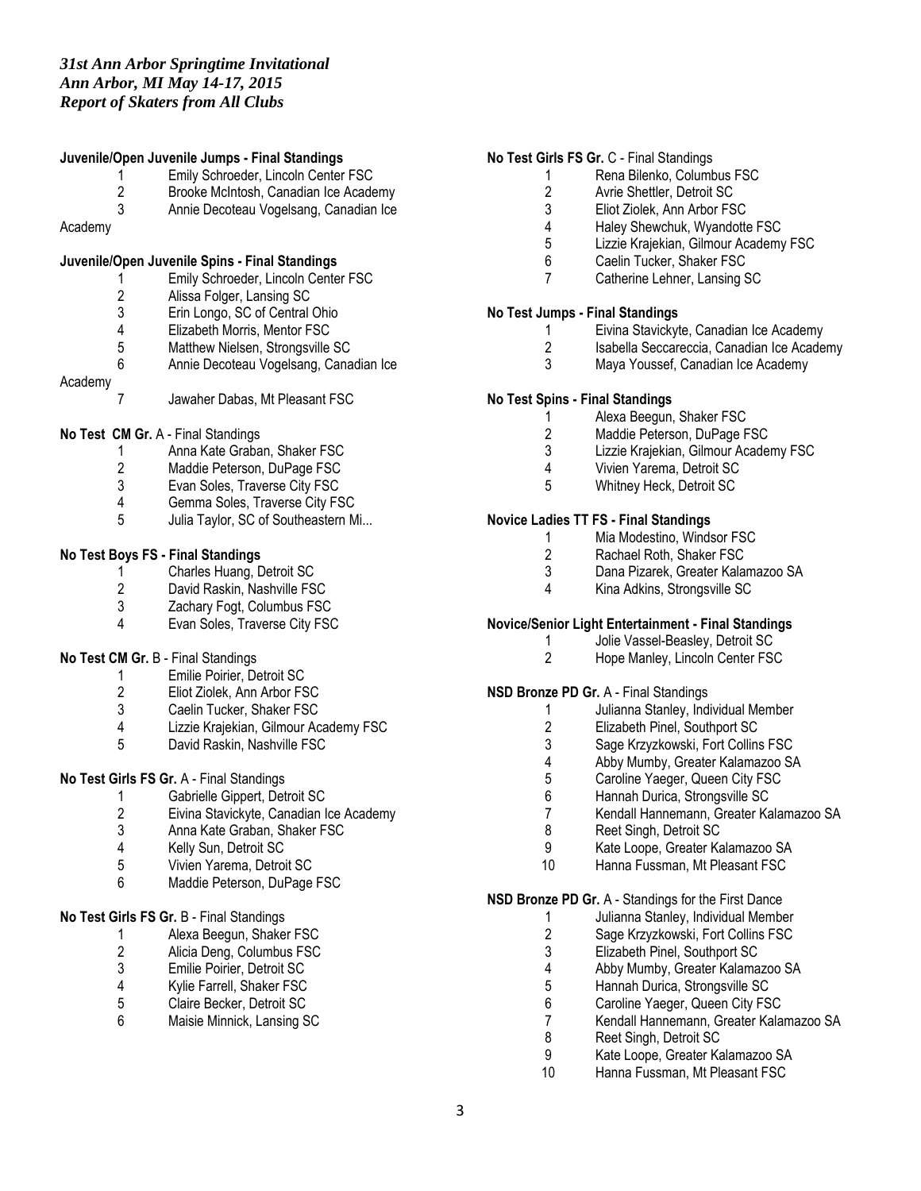*31st Ann Arbor Springtime Invitational*
*Ann Arbor, MI May 14-17, 2015*
*Report of Skaters from All Clubs*

**Juvenile/Open Juvenile Jumps - Final Standings**

1. Emily Schroeder, Lincoln Center FSC
2. Brooke McIntosh, Canadian Ice Academy
3. Annie Decoteau Vogelsang, Canadian Ice Academy

**Juvenile/Open Juvenile Spins - Final Standings**

1. Emily Schroeder, Lincoln Center FSC
2. Alissa Folger, Lansing SC
3. Erin Longo, SC of Central Ohio
4. Elizabeth Morris, Mentor FSC
5. Matthew Nielsen, Strongsville SC
6. Annie Decoteau Vogelsang, Canadian Ice Academy
7. Jawaher Dabas, Mt Pleasant FSC

**No Test CM Gr.** A - Final Standings

1. Anna Kate Graban, Shaker FSC
2. Maddie Peterson, DuPage FSC
3. Evan Soles, Traverse City FSC
4. Gemma Soles, Traverse City FSC
5. Julia Taylor, SC of Southeastern Mi...

**No Test Boys FS - Final Standings**

1. Charles Huang, Detroit SC
2. David Raskin, Nashville FSC
3. Zachary Fogt, Columbus FSC
4. Evan Soles, Traverse City FSC

**No Test CM Gr.** B - Final Standings

1. Emilie Poirier, Detroit SC
2. Eliot Ziolek, Ann Arbor FSC
3. Caelin Tucker, Shaker FSC
4. Lizzie Krajekian, Gilmour Academy FSC
5. David Raskin, Nashville FSC

**No Test Girls FS Gr.** A - Final Standings

1. Gabrielle Gippert, Detroit SC
2. Eivina Stavickyte, Canadian Ice Academy
3. Anna Kate Graban, Shaker FSC
4. Kelly Sun, Detroit SC
5. Vivien Yarema, Detroit SC
6. Maddie Peterson, DuPage FSC

**No Test Girls FS Gr.** B - Final Standings

1. Alexa Beegun, Shaker FSC
2. Alicia Deng, Columbus FSC
3. Emilie Poirier, Detroit SC
4. Kylie Farrell, Shaker FSC
5. Claire Becker, Detroit SC
6. Maisie Minnick, Lansing SC

**No Test Girls FS Gr.** C - Final Standings

1. Rena Bilenko, Columbus FSC
2. Avrie Shettler, Detroit SC
3. Eliot Ziolek, Ann Arbor FSC
4. Haley Shewchuk, Wyandotte FSC
5. Lizzie Krajekian, Gilmour Academy FSC
6. Caelin Tucker, Shaker FSC
7. Catherine Lehner, Lansing SC

**No Test Jumps - Final Standings**

1. Eivina Stavickyte, Canadian Ice Academy
2. Isabella Seccareccia, Canadian Ice Academy
3. Maya Youssef, Canadian Ice Academy

**No Test Spins - Final Standings**

1. Alexa Beegun, Shaker FSC
2. Maddie Peterson, DuPage FSC
3. Lizzie Krajekian, Gilmour Academy FSC
4. Vivien Yarema, Detroit SC
5. Whitney Heck, Detroit SC

**Novice Ladies TT FS - Final Standings**

1. Mia Modestino, Windsor FSC
2. Rachael Roth, Shaker FSC
3. Dana Pizarek, Greater Kalamazoo SA
4. Kina Adkins, Strongsville SC

**Novice/Senior Light Entertainment - Final Standings**

1. Jolie Vassel-Beasley, Detroit SC
2. Hope Manley, Lincoln Center FSC

**NSD Bronze PD Gr.** A - Final Standings

1. Julianna Stanley, Individual Member
2. Elizabeth Pinel, Southport SC
3. Sage Krzyzkowski, Fort Collins FSC
4. Abby Mumby, Greater Kalamazoo SA
5. Caroline Yaeger, Queen City FSC
6. Hannah Durica, Strongsville SC
7. Kendall Hannemann, Greater Kalamazoo SA
8. Reet Singh, Detroit SC
9. Kate Loope, Greater Kalamazoo SA
10. Hanna Fussman, Mt Pleasant FSC

**NSD Bronze PD Gr.** A - Standings for the First Dance

1. Julianna Stanley, Individual Member
2. Sage Krzyzkowski, Fort Collins FSC
3. Elizabeth Pinel, Southport SC
4. Abby Mumby, Greater Kalamazoo SA
5. Hannah Durica, Strongsville SC
6. Caroline Yaeger, Queen City FSC
7. Kendall Hannemann, Greater Kalamazoo SA
8. Reet Singh, Detroit SC
9. Kate Loope, Greater Kalamazoo SA
10. Hanna Fussman, Mt Pleasant FSC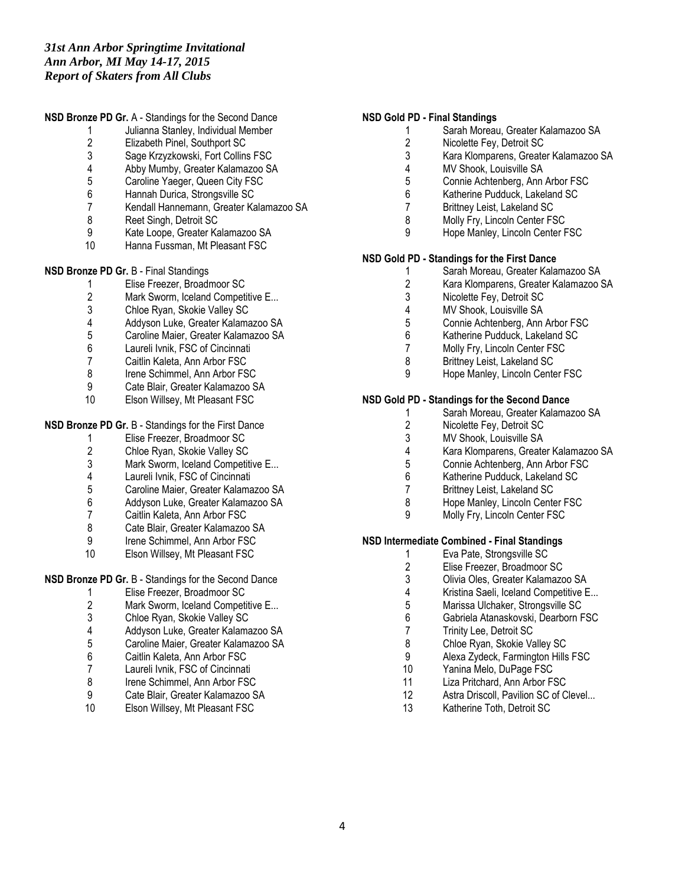*31st Ann Arbor Springtime Invitational*
*Ann Arbor, MI May 14-17, 2015*
*Report of Skaters from All Clubs*

**NSD Bronze PD Gr.** A - Standings for the Second Dance

1. Julianna Stanley, Individual Member
2. Elizabeth Pinel, Southport SC
3. Sage Krzyzkowski, Fort Collins FSC
4. Abby Mumby, Greater Kalamazoo SA
5. Caroline Yaeger, Queen City FSC
6. Hannah Durica, Strongsville SC
7. Kendall Hannemann, Greater Kalamazoo SA
8. Reet Singh, Detroit SC
9. Kate Loope, Greater Kalamazoo SA
10. Hanna Fussman, Mt Pleasant FSC

**NSD Bronze PD Gr.** B - Final Standings

1. Elise Freezer, Broadmoor SC
2. Mark Sworm, Iceland Competitive E...
3. Chloe Ryan, Skokie Valley SC
4. Addyson Luke, Greater Kalamazoo SA
5. Caroline Maier, Greater Kalamazoo SA
6. Laureli Ivnik, FSC of Cincinnati
7. Caitlin Kaleta, Ann Arbor FSC
8. Irene Schimmel, Ann Arbor FSC
9. Cate Blair, Greater Kalamazoo SA
10. Elson Willsey, Mt Pleasant FSC

**NSD Bronze PD Gr.** B - Standings for the First Dance

1. Elise Freezer, Broadmoor SC
2. Chloe Ryan, Skokie Valley SC
3. Mark Sworm, Iceland Competitive E...
4. Laureli Ivnik, FSC of Cincinnati
5. Caroline Maier, Greater Kalamazoo SA
6. Addyson Luke, Greater Kalamazoo SA
7. Caitlin Kaleta, Ann Arbor FSC
8. Cate Blair, Greater Kalamazoo SA
9. Irene Schimmel, Ann Arbor FSC
10. Elson Willsey, Mt Pleasant FSC

**NSD Bronze PD Gr.** B - Standings for the Second Dance

1. Elise Freezer, Broadmoor SC
2. Mark Sworm, Iceland Competitive E...
3. Chloe Ryan, Skokie Valley SC
4. Addyson Luke, Greater Kalamazoo SA
5. Caroline Maier, Greater Kalamazoo SA
6. Caitlin Kaleta, Ann Arbor FSC
7. Laureli Ivnik, FSC of Cincinnati
8. Irene Schimmel, Ann Arbor FSC
9. Cate Blair, Greater Kalamazoo SA
10. Elson Willsey, Mt Pleasant FSC

**NSD Gold PD - Final Standings**

1. Sarah Moreau, Greater Kalamazoo SA
2. Nicolette Fey, Detroit SC
3. Kara Klomparens, Greater Kalamazoo SA
4. MV Shook, Louisville SA
5. Connie Achtenberg, Ann Arbor FSC
6. Katherine Pudduck, Lakeland SC
7. Brittney Leist, Lakeland SC
8. Molly Fry, Lincoln Center FSC
9. Hope Manley, Lincoln Center FSC

**NSD Gold PD - Standings for the First Dance**

1. Sarah Moreau, Greater Kalamazoo SA
2. Kara Klomparens, Greater Kalamazoo SA
3. Nicolette Fey, Detroit SC
4. MV Shook, Louisville SA
5. Connie Achtenberg, Ann Arbor FSC
6. Katherine Pudduck, Lakeland SC
7. Molly Fry, Lincoln Center FSC
8. Brittney Leist, Lakeland SC
9. Hope Manley, Lincoln Center FSC

**NSD Gold PD - Standings for the Second Dance**

1. Sarah Moreau, Greater Kalamazoo SA
2. Nicolette Fey, Detroit SC
3. MV Shook, Louisville SA
4. Kara Klomparens, Greater Kalamazoo SA
5. Connie Achtenberg, Ann Arbor FSC
6. Katherine Pudduck, Lakeland SC
7. Brittney Leist, Lakeland SC
8. Hope Manley, Lincoln Center FSC
9. Molly Fry, Lincoln Center FSC

**NSD Intermediate Combined - Final Standings**

1. Eva Pate, Strongsville SC
2. Elise Freezer, Broadmoor SC
3. Olivia Oles, Greater Kalamazoo SA
4. Kristina Saeli, Iceland Competitive E...
5. Marissa Ulchaker, Strongsville SC
6. Gabriela Atanaskovski, Dearborn FSC
7. Trinity Lee, Detroit SC
8. Chloe Ryan, Skokie Valley SC
9. Alexa Zydeck, Farmington Hills FSC
10. Yanina Melo, DuPage FSC
11. Liza Pritchard, Ann Arbor FSC
12. Astra Driscoll, Pavilion SC of Clevel...
13. Katherine Toth, Detroit SC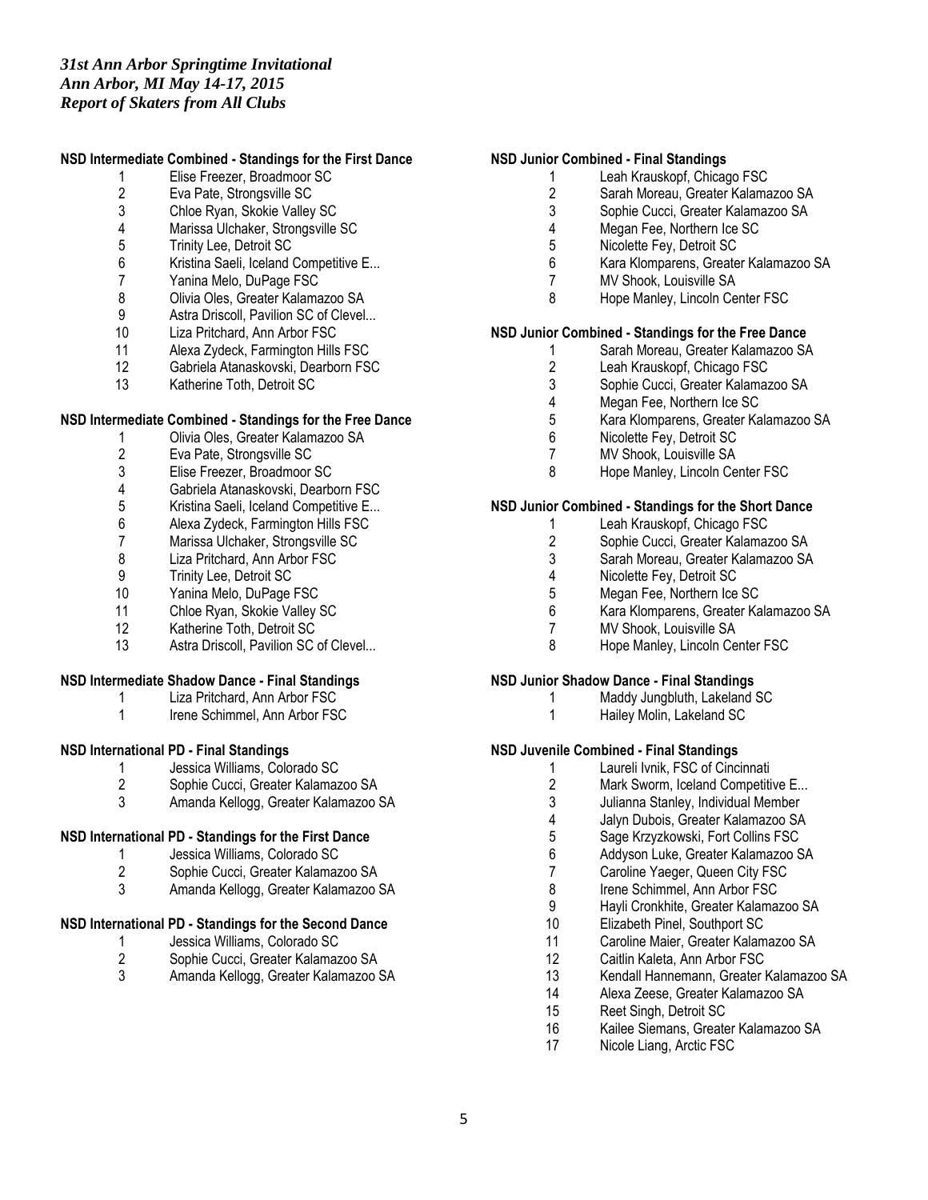*31st Ann Arbor Springtime Invitational*
*Ann Arbor, MI May 14-17, 2015*
*Report of Skaters from All Clubs*

### NSD Intermediate Combined - Standings for the First Dance

1 Elise Freezer, Broadmoor SC
2 Eva Pate, Strongsville SC
3 Chloe Ryan, Skokie Valley SC
4 Marissa Ulchaker, Strongsville SC
5 Trinity Lee, Detroit SC
6 Kristina Saeli, Iceland Competitive E...
7 Yanina Melo, DuPage FSC
8 Olivia Oles, Greater Kalamazoo SA
9 Astra Driscoll, Pavilion SC of Clevel...
10 Liza Pritchard, Ann Arbor FSC
11 Alexa Zydeck, Farmington Hills FSC
12 Gabriela Atanaskovski, Dearborn FSC
13 Katherine Toth, Detroit SC

### NSD Intermediate Combined - Standings for the Free Dance

1 Olivia Oles, Greater Kalamazoo SA
2 Eva Pate, Strongsville SC
3 Elise Freezer, Broadmoor SC
4 Gabriela Atanaskovski, Dearborn FSC
5 Kristina Saeli, Iceland Competitive E...
6 Alexa Zydeck, Farmington Hills FSC
7 Marissa Ulchaker, Strongsville SC
8 Liza Pritchard, Ann Arbor FSC
9 Trinity Lee, Detroit SC
10 Yanina Melo, DuPage FSC
11 Chloe Ryan, Skokie Valley SC
12 Katherine Toth, Detroit SC
13 Astra Driscoll, Pavilion SC of Clevel...

### NSD Intermediate Shadow Dance - Final Standings

1 Liza Pritchard, Ann Arbor FSC
1 Irene Schimmel, Ann Arbor FSC

### NSD International PD - Final Standings

1 Jessica Williams, Colorado SC
2 Sophie Cucci, Greater Kalamazoo SA
3 Amanda Kellogg, Greater Kalamazoo SA

### NSD International PD - Standings for the First Dance

1 Jessica Williams, Colorado SC
2 Sophie Cucci, Greater Kalamazoo SA
3 Amanda Kellogg, Greater Kalamazoo SA

### NSD International PD - Standings for the Second Dance

1 Jessica Williams, Colorado SC
2 Sophie Cucci, Greater Kalamazoo SA
3 Amanda Kellogg, Greater Kalamazoo SA

### NSD Junior Combined - Final Standings

1 Leah Krauskopf, Chicago FSC
2 Sarah Moreau, Greater Kalamazoo SA
3 Sophie Cucci, Greater Kalamazoo SA
4 Megan Fee, Northern Ice SC
5 Nicolette Fey, Detroit SC
6 Kara Klomparens, Greater Kalamazoo SA
7 MV Shook, Louisville SA
8 Hope Manley, Lincoln Center FSC

### NSD Junior Combined - Standings for the Free Dance

1 Sarah Moreau, Greater Kalamazoo SA
2 Leah Krauskopf, Chicago FSC
3 Sophie Cucci, Greater Kalamazoo SA
4 Megan Fee, Northern Ice SC
5 Kara Klomparens, Greater Kalamazoo SA
6 Nicolette Fey, Detroit SC
7 MV Shook, Louisville SA
8 Hope Manley, Lincoln Center FSC

### NSD Junior Combined - Standings for the Short Dance

1 Leah Krauskopf, Chicago FSC
2 Sophie Cucci, Greater Kalamazoo SA
3 Sarah Moreau, Greater Kalamazoo SA
4 Nicolette Fey, Detroit SC
5 Megan Fee, Northern Ice SC
6 Kara Klomparens, Greater Kalamazoo SA
7 MV Shook, Louisville SA
8 Hope Manley, Lincoln Center FSC

### NSD Junior Shadow Dance - Final Standings

1 Maddy Jungbluth, Lakeland SC
1 Hailey Molin, Lakeland SC

### NSD Juvenile Combined - Final Standings

1 Laureli Ivnik, FSC of Cincinnati
2 Mark Sworm, Iceland Competitive E...
3 Julianna Stanley, Individual Member
4 Jalyn Dubois, Greater Kalamazoo SA
5 Sage Krzyzkowski, Fort Collins FSC
6 Addyson Luke, Greater Kalamazoo SA
7 Caroline Yaeger, Queen City FSC
8 Irene Schimmel, Ann Arbor FSC
9 Hayli Cronkhite, Greater Kalamazoo SA
10 Elizabeth Pinel, Southport SC
11 Caroline Maier, Greater Kalamazoo SA
12 Caitlin Kaleta, Ann Arbor FSC
13 Kendall Hannemann, Greater Kalamazoo SA
14 Alexa Zeese, Greater Kalamazoo SA
15 Reet Singh, Detroit SC
16 Kailee Siemans, Greater Kalamazoo SA
17 Nicole Liang, Arctic FSC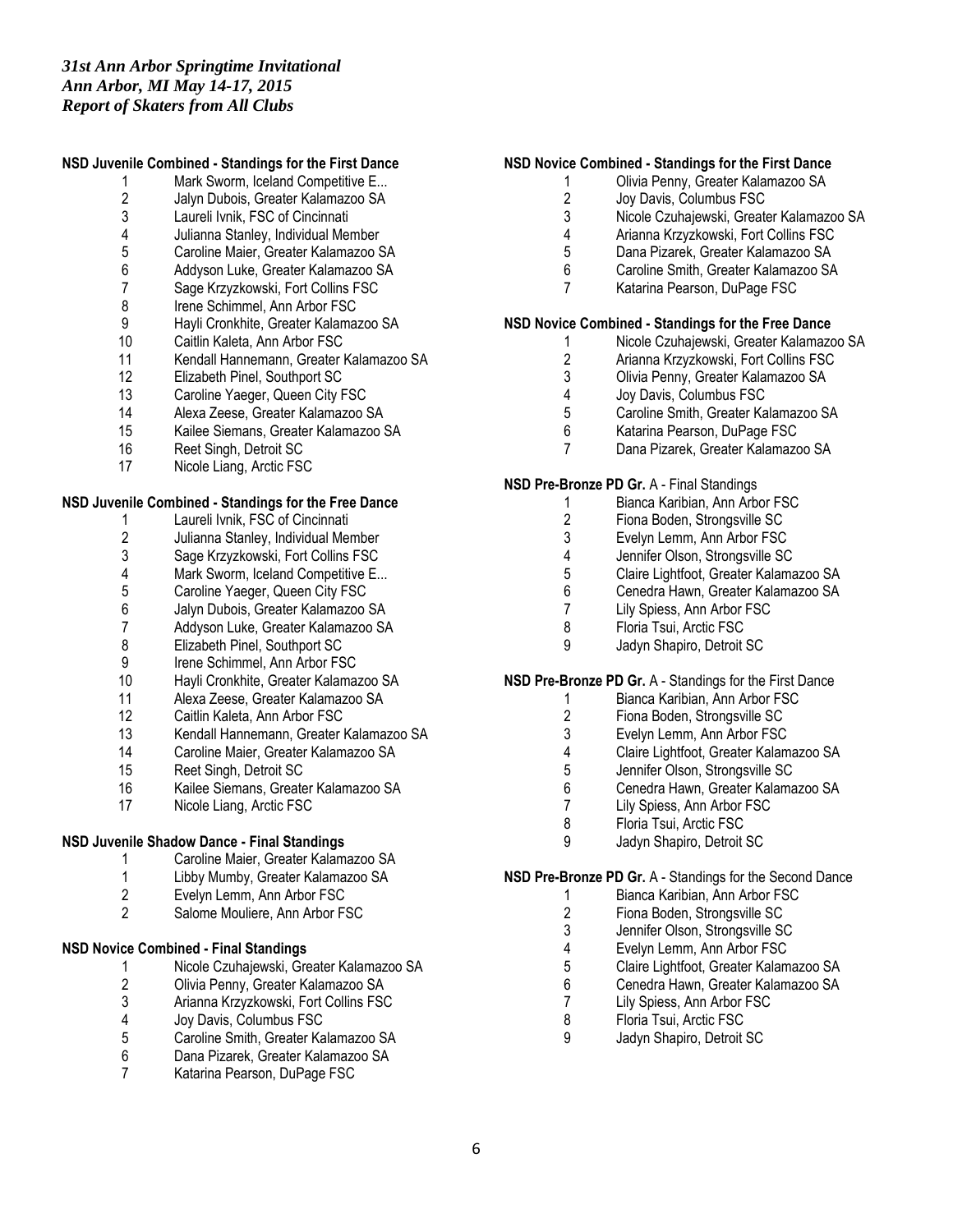*31st Ann Arbor Springtime Invitational*
*Ann Arbor, MI May 14-17, 2015*
*Report of Skaters from All Clubs*

**NSD Juvenile Combined - Standings for the First Dance**

1 Mark Sworm, Iceland Competitive E...
2 Jalyn Dubois, Greater Kalamazoo SA
3 Laureli Ivnik, FSC of Cincinnati
4 Julianna Stanley, Individual Member
5 Caroline Maier, Greater Kalamazoo SA
6 Addyson Luke, Greater Kalamazoo SA
7 Sage Krzyzkowski, Fort Collins FSC
8 Irene Schimmel, Ann Arbor FSC
9 Hayli Cronkhite, Greater Kalamazoo SA
10 Caitlin Kaleta, Ann Arbor FSC
11 Kendall Hannemann, Greater Kalamazoo SA
12 Elizabeth Pinel, Southport SC
13 Caroline Yaeger, Queen City FSC
14 Alexa Zeese, Greater Kalamazoo SA
15 Kailee Siemans, Greater Kalamazoo SA
16 Reet Singh, Detroit SC
17 Nicole Liang, Arctic FSC

**NSD Juvenile Combined - Standings for the Free Dance**

1 Laureli Ivnik, FSC of Cincinnati
2 Julianna Stanley, Individual Member
3 Sage Krzyzkowski, Fort Collins FSC
4 Mark Sworm, Iceland Competitive E...
5 Caroline Yaeger, Queen City FSC
6 Jalyn Dubois, Greater Kalamazoo SA
7 Addyson Luke, Greater Kalamazoo SA
8 Elizabeth Pinel, Southport SC
9 Irene Schimmel, Ann Arbor FSC
10 Hayli Cronkhite, Greater Kalamazoo SA
11 Alexa Zeese, Greater Kalamazoo SA
12 Caitlin Kaleta, Ann Arbor FSC
13 Kendall Hannemann, Greater Kalamazoo SA
14 Caroline Maier, Greater Kalamazoo SA
15 Reet Singh, Detroit SC
16 Kailee Siemans, Greater Kalamazoo SA
17 Nicole Liang, Arctic FSC

**NSD Juvenile Shadow Dance - Final Standings**

1 Caroline Maier, Greater Kalamazoo SA
1 Libby Mumby, Greater Kalamazoo SA
2 Evelyn Lemm, Ann Arbor FSC
2 Salome Mouliere, Ann Arbor FSC

**NSD Novice Combined - Final Standings**

1 Nicole Czuhajewski, Greater Kalamazoo SA
2 Olivia Penny, Greater Kalamazoo SA
3 Arianna Krzyzkowski, Fort Collins FSC
4 Joy Davis, Columbus FSC
5 Caroline Smith, Greater Kalamazoo SA
6 Dana Pizarek, Greater Kalamazoo SA
7 Katarina Pearson, DuPage FSC

**NSD Novice Combined - Standings for the First Dance**

1 Olivia Penny, Greater Kalamazoo SA
2 Joy Davis, Columbus FSC
3 Nicole Czuhajewski, Greater Kalamazoo SA
4 Arianna Krzyzkowski, Fort Collins FSC
5 Dana Pizarek, Greater Kalamazoo SA
6 Caroline Smith, Greater Kalamazoo SA
7 Katarina Pearson, DuPage FSC

**NSD Novice Combined - Standings for the Free Dance**

1 Nicole Czuhajewski, Greater Kalamazoo SA
2 Arianna Krzyzkowski, Fort Collins FSC
3 Olivia Penny, Greater Kalamazoo SA
4 Joy Davis, Columbus FSC
5 Caroline Smith, Greater Kalamazoo SA
6 Katarina Pearson, DuPage FSC
7 Dana Pizarek, Greater Kalamazoo SA

**NSD Pre-Bronze PD Gr.** A - Final Standings

1 Bianca Karibian, Ann Arbor FSC
2 Fiona Boden, Strongsville SC
3 Evelyn Lemm, Ann Arbor FSC
4 Jennifer Olson, Strongsville SC
5 Claire Lightfoot, Greater Kalamazoo SA
6 Cenedra Hawn, Greater Kalamazoo SA
7 Lily Spiess, Ann Arbor FSC
8 Floria Tsui, Arctic FSC
9 Jadyn Shapiro, Detroit SC

**NSD Pre-Bronze PD Gr.** A - Standings for the First Dance

1 Bianca Karibian, Ann Arbor FSC
2 Fiona Boden, Strongsville SC
3 Evelyn Lemm, Ann Arbor FSC
4 Claire Lightfoot, Greater Kalamazoo SA
5 Jennifer Olson, Strongsville SC
6 Cenedra Hawn, Greater Kalamazoo SA
7 Lily Spiess, Ann Arbor FSC
8 Floria Tsui, Arctic FSC
9 Jadyn Shapiro, Detroit SC

**NSD Pre-Bronze PD Gr.** A - Standings for the Second Dance

1 Bianca Karibian, Ann Arbor FSC
2 Fiona Boden, Strongsville SC
3 Jennifer Olson, Strongsville SC
4 Evelyn Lemm, Ann Arbor FSC
5 Claire Lightfoot, Greater Kalamazoo SA
6 Cenedra Hawn, Greater Kalamazoo SA
7 Lily Spiess, Ann Arbor FSC
8 Floria Tsui, Arctic FSC
9 Jadyn Shapiro, Detroit SC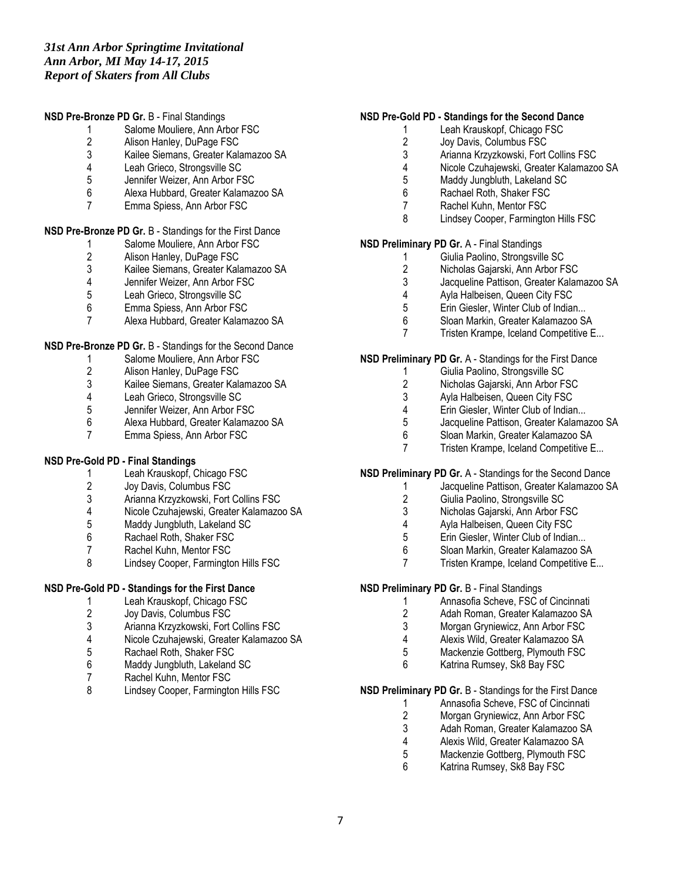*31st Ann Arbor Springtime Invitational*
*Ann Arbor, MI May 14-17, 2015*
*Report of Skaters from All Clubs*

**NSD Pre-Bronze PD Gr.** B - Final Standings

1. Salome Mouliere, Ann Arbor FSC
2. Alison Hanley, DuPage FSC
3. Kailee Siemans, Greater Kalamazoo SA
4. Leah Grieco, Strongsville SC
5. Jennifer Weizer, Ann Arbor FSC
6. Alexa Hubbard, Greater Kalamazoo SA
7. Emma Spiess, Ann Arbor FSC

**NSD Pre-Bronze PD Gr.** B - Standings for the First Dance

1. Salome Mouliere, Ann Arbor FSC
2. Alison Hanley, DuPage FSC
3. Kailee Siemans, Greater Kalamazoo SA
4. Jennifer Weizer, Ann Arbor FSC
5. Leah Grieco, Strongsville SC
6. Emma Spiess, Ann Arbor FSC
7. Alexa Hubbard, Greater Kalamazoo SA

**NSD Pre-Bronze PD Gr.** B - Standings for the Second Dance

1. Salome Mouliere, Ann Arbor FSC
2. Alison Hanley, DuPage FSC
3. Kailee Siemans, Greater Kalamazoo SA
4. Leah Grieco, Strongsville SC
5. Jennifer Weizer, Ann Arbor FSC
6. Alexa Hubbard, Greater Kalamazoo SA
7. Emma Spiess, Ann Arbor FSC

**NSD Pre-Gold PD - Final Standings**

1. Leah Krauskopf, Chicago FSC
2. Joy Davis, Columbus FSC
3. Arianna Krzyzkowski, Fort Collins FSC
4. Nicole Czuhajewski, Greater Kalamazoo SA
5. Maddy Jungbluth, Lakeland SC
6. Rachael Roth, Shaker FSC
7. Rachel Kuhn, Mentor FSC
8. Lindsey Cooper, Farmington Hills FSC

**NSD Pre-Gold PD - Standings for the First Dance**

1. Leah Krauskopf, Chicago FSC
2. Joy Davis, Columbus FSC
3. Arianna Krzyzkowski, Fort Collins FSC
4. Nicole Czuhajewski, Greater Kalamazoo SA
5. Rachael Roth, Shaker FSC
6. Maddy Jungbluth, Lakeland SC
7. Rachel Kuhn, Mentor FSC
8. Lindsey Cooper, Farmington Hills FSC

**NSD Pre-Gold PD - Standings for the Second Dance**

1. Leah Krauskopf, Chicago FSC
2. Joy Davis, Columbus FSC
3. Arianna Krzyzkowski, Fort Collins FSC
4. Nicole Czuhajewski, Greater Kalamazoo SA
5. Maddy Jungbluth, Lakeland SC
6. Rachael Roth, Shaker FSC
7. Rachel Kuhn, Mentor FSC
8. Lindsey Cooper, Farmington Hills FSC

**NSD Preliminary PD Gr.** A - Final Standings

1. Giulia Paolino, Strongsville SC
2. Nicholas Gajarski, Ann Arbor FSC
3. Jacqueline Pattison, Greater Kalamazoo SA
4. Ayla Halbeisen, Queen City FSC
5. Erin Giesler, Winter Club of Indian...
6. Sloan Markin, Greater Kalamazoo SA
7. Tristen Krampe, Iceland Competitive E...

**NSD Preliminary PD Gr.** A - Standings for the First Dance

1. Giulia Paolino, Strongsville SC
2. Nicholas Gajarski, Ann Arbor FSC
3. Ayla Halbeisen, Queen City FSC
4. Erin Giesler, Winter Club of Indian...
5. Jacqueline Pattison, Greater Kalamazoo SA
6. Sloan Markin, Greater Kalamazoo SA
7. Tristen Krampe, Iceland Competitive E...

**NSD Preliminary PD Gr.** A - Standings for the Second Dance

1. Jacqueline Pattison, Greater Kalamazoo SA
2. Giulia Paolino, Strongsville SC
3. Nicholas Gajarski, Ann Arbor FSC
4. Ayla Halbeisen, Queen City FSC
5. Erin Giesler, Winter Club of Indian...
6. Sloan Markin, Greater Kalamazoo SA
7. Tristen Krampe, Iceland Competitive E...

**NSD Preliminary PD Gr.** B - Final Standings

1. Annasofia Scheve, FSC of Cincinnati
2. Adah Roman, Greater Kalamazoo SA
3. Morgan Gryniewicz, Ann Arbor FSC
4. Alexis Wild, Greater Kalamazoo SA
5. Mackenzie Gottberg, Plymouth FSC
6. Katrina Rumsey, Sk8 Bay FSC

**NSD Preliminary PD Gr.** B - Standings for the First Dance

1. Annasofia Scheve, FSC of Cincinnati
2. Morgan Gryniewicz, Ann Arbor FSC
3. Adah Roman, Greater Kalamazoo SA
4. Alexis Wild, Greater Kalamazoo SA
5. Mackenzie Gottberg, Plymouth FSC
6. Katrina Rumsey, Sk8 Bay FSC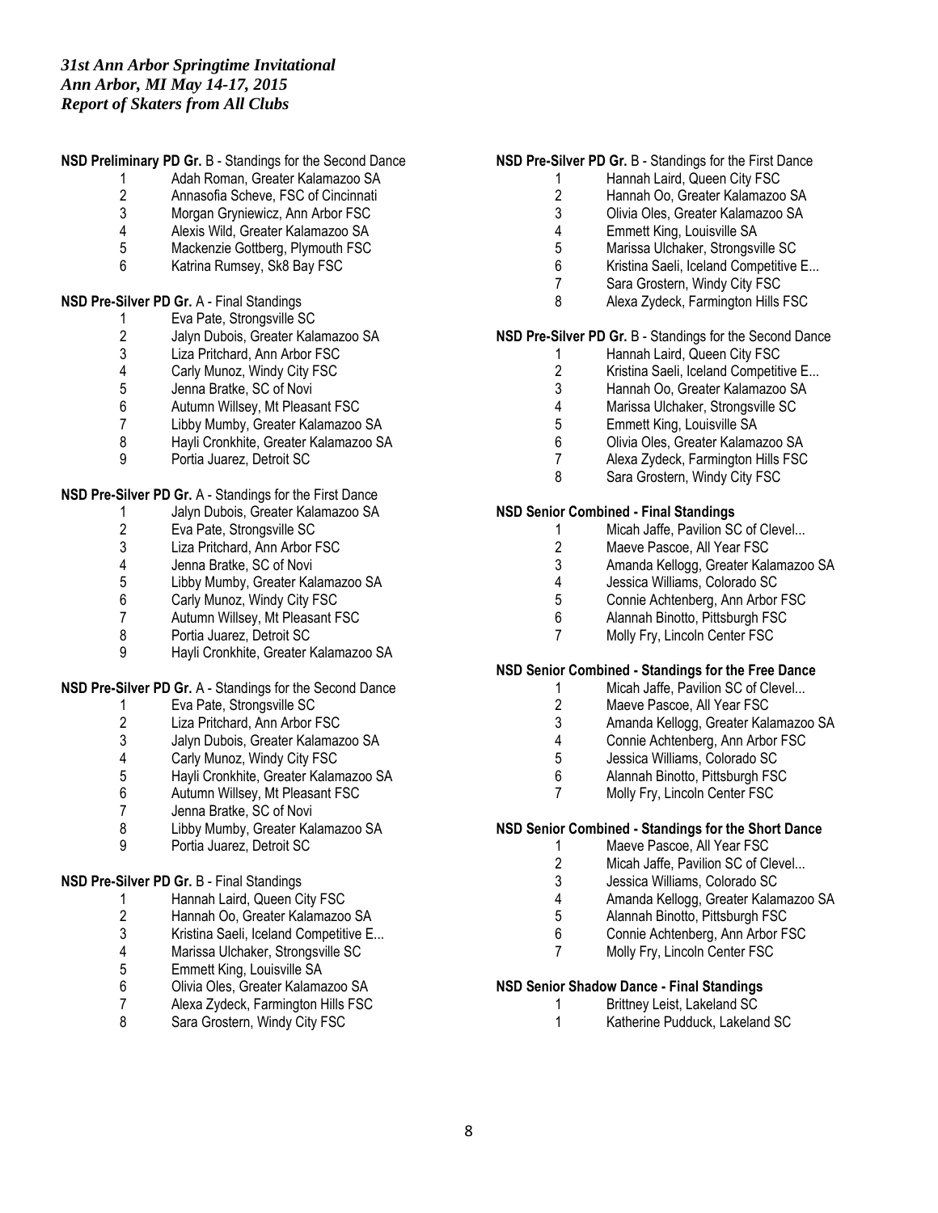*31st Ann Arbor Springtime Invitational*
*Ann Arbor, MI May 14-17, 2015*
*Report of Skaters from All Clubs*

**NSD Preliminary PD Gr.** B - Standings for the Second Dance

1 Adah Roman, Greater Kalamazoo SA
2 Annasofia Scheve, FSC of Cincinnati
3 Morgan Gryniewicz, Ann Arbor FSC
4 Alexis Wild, Greater Kalamazoo SA
5 Mackenzie Gottberg, Plymouth FSC
6 Katrina Rumsey, Sk8 Bay FSC

**NSD Pre-Silver PD Gr.** A - Final Standings

1 Eva Pate, Strongsville SC
2 Jalyn Dubois, Greater Kalamazoo SA
3 Liza Pritchard, Ann Arbor FSC
4 Carly Munoz, Windy City FSC
5 Jenna Bratke, SC of Novi
6 Autumn Willsey, Mt Pleasant FSC
7 Libby Mumby, Greater Kalamazoo SA
8 Hayli Cronkhite, Greater Kalamazoo SA
9 Portia Juarez, Detroit SC

**NSD Pre-Silver PD Gr.** A - Standings for the First Dance

1 Jalyn Dubois, Greater Kalamazoo SA
2 Eva Pate, Strongsville SC
3 Liza Pritchard, Ann Arbor FSC
4 Jenna Bratke, SC of Novi
5 Libby Mumby, Greater Kalamazoo SA
6 Carly Munoz, Windy City FSC
7 Autumn Willsey, Mt Pleasant FSC
8 Portia Juarez, Detroit SC
9 Hayli Cronkhite, Greater Kalamazoo SA

**NSD Pre-Silver PD Gr.** A - Standings for the Second Dance

1 Eva Pate, Strongsville SC
2 Liza Pritchard, Ann Arbor FSC
3 Jalyn Dubois, Greater Kalamazoo SA
4 Carly Munoz, Windy City FSC
5 Hayli Cronkhite, Greater Kalamazoo SA
6 Autumn Willsey, Mt Pleasant FSC
7 Jenna Bratke, SC of Novi
8 Libby Mumby, Greater Kalamazoo SA
9 Portia Juarez, Detroit SC

**NSD Pre-Silver PD Gr.** B - Final Standings

1 Hannah Laird, Queen City FSC
2 Hannah Oo, Greater Kalamazoo SA
3 Kristina Saeli, Iceland Competitive E...
4 Marissa Ulchaker, Strongsville SC
5 Emmett King, Louisville SA
6 Olivia Oles, Greater Kalamazoo SA
7 Alexa Zydeck, Farmington Hills FSC
8 Sara Grostern, Windy City FSC

**NSD Pre-Silver PD Gr.** B - Standings for the First Dance

1 Hannah Laird, Queen City FSC
2 Hannah Oo, Greater Kalamazoo SA
3 Olivia Oles, Greater Kalamazoo SA
4 Emmett King, Louisville SA
5 Marissa Ulchaker, Strongsville SC
6 Kristina Saeli, Iceland Competitive E...
7 Sara Grostern, Windy City FSC
8 Alexa Zydeck, Farmington Hills FSC

**NSD Pre-Silver PD Gr.** B - Standings for the Second Dance

1 Hannah Laird, Queen City FSC
2 Kristina Saeli, Iceland Competitive E...
3 Hannah Oo, Greater Kalamazoo SA
4 Marissa Ulchaker, Strongsville SC
5 Emmett King, Louisville SA
6 Olivia Oles, Greater Kalamazoo SA
7 Alexa Zydeck, Farmington Hills FSC
8 Sara Grostern, Windy City FSC

**NSD Senior Combined - Final Standings**

1 Micah Jaffe, Pavilion SC of Clevel...
2 Maeve Pascoe, All Year FSC
3 Amanda Kellogg, Greater Kalamazoo SA
4 Jessica Williams, Colorado SC
5 Connie Achtenberg, Ann Arbor FSC
6 Alannah Binotto, Pittsburgh FSC
7 Molly Fry, Lincoln Center FSC

**NSD Senior Combined - Standings for the Free Dance**

1 Micah Jaffe, Pavilion SC of Clevel...
2 Maeve Pascoe, All Year FSC
3 Amanda Kellogg, Greater Kalamazoo SA
4 Connie Achtenberg, Ann Arbor FSC
5 Jessica Williams, Colorado SC
6 Alannah Binotto, Pittsburgh FSC
7 Molly Fry, Lincoln Center FSC

**NSD Senior Combined - Standings for the Short Dance**

1 Maeve Pascoe, All Year FSC
2 Micah Jaffe, Pavilion SC of Clevel...
3 Jessica Williams, Colorado SC
4 Amanda Kellogg, Greater Kalamazoo SA
5 Alannah Binotto, Pittsburgh FSC
6 Connie Achtenberg, Ann Arbor FSC
7 Molly Fry, Lincoln Center FSC

**NSD Senior Shadow Dance - Final Standings**

1 Brittney Leist, Lakeland SC
1 Katherine Pudduck, Lakeland SC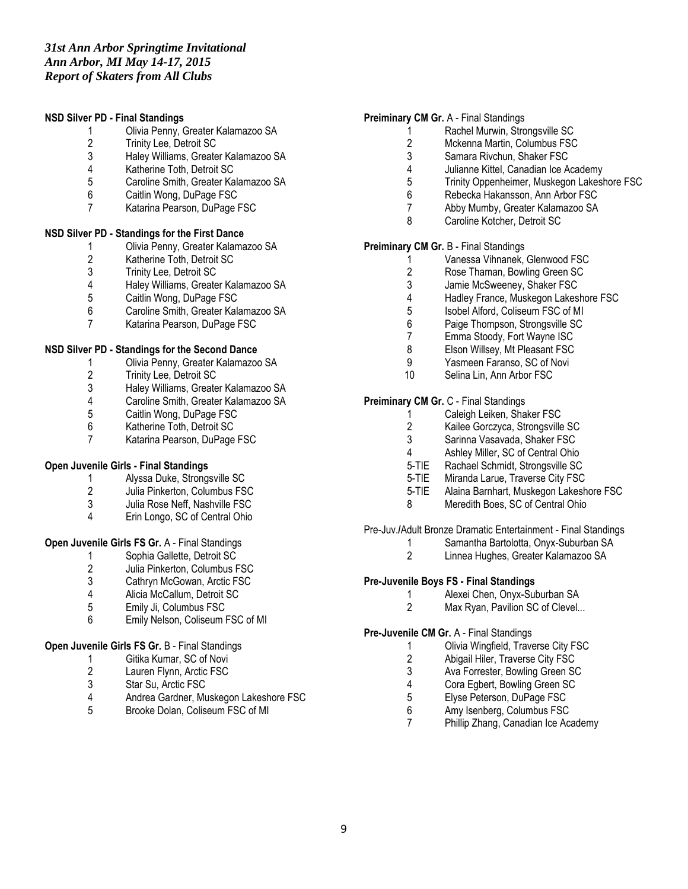*31st Ann Arbor Springtime Invitational*
*Ann Arbor, MI May 14-17, 2015*
*Report of Skaters from All Clubs*

**NSD Silver PD - Final Standings**

1 Olivia Penny, Greater Kalamazoo SA
2 Trinity Lee, Detroit SC
3 Haley Williams, Greater Kalamazoo SA
4 Katherine Toth, Detroit SC
5 Caroline Smith, Greater Kalamazoo SA
6 Caitlin Wong, DuPage FSC
7 Katarina Pearson, DuPage FSC

**NSD Silver PD - Standings for the First Dance**

1 Olivia Penny, Greater Kalamazoo SA
2 Katherine Toth, Detroit SC
3 Trinity Lee, Detroit SC
4 Haley Williams, Greater Kalamazoo SA
5 Caitlin Wong, DuPage FSC
6 Caroline Smith, Greater Kalamazoo SA
7 Katarina Pearson, DuPage FSC

**NSD Silver PD - Standings for the Second Dance**

1 Olivia Penny, Greater Kalamazoo SA
2 Trinity Lee, Detroit SC
3 Haley Williams, Greater Kalamazoo SA
4 Caroline Smith, Greater Kalamazoo SA
5 Caitlin Wong, DuPage FSC
6 Katherine Toth, Detroit SC
7 Katarina Pearson, DuPage FSC

**Open Juvenile Girls - Final Standings**

1 Alyssa Duke, Strongsville SC
2 Julia Pinkerton, Columbus FSC
3 Julia Rose Neff, Nashville FSC
4 Erin Longo, SC of Central Ohio

**Open Juvenile Girls FS Gr.** A - Final Standings

1 Sophia Gallette, Detroit SC
2 Julia Pinkerton, Columbus FSC
3 Cathryn McGowan, Arctic FSC
4 Alicia McCallum, Detroit SC
5 Emily Ji, Columbus FSC
6 Emily Nelson, Coliseum FSC of MI

**Open Juvenile Girls FS Gr.** B - Final Standings

1 Gitika Kumar, SC of Novi
2 Lauren Flynn, Arctic FSC
3 Star Su, Arctic FSC
4 Andrea Gardner, Muskegon Lakeshore FSC
5 Brooke Dolan, Coliseum FSC of MI

**Preiminary CM Gr.** A - Final Standings

1 Rachel Murwin, Strongsville SC
2 Mckenna Martin, Columbus FSC
3 Samara Rivchun, Shaker FSC
4 Julianne Kittel, Canadian Ice Academy
5 Trinity Oppenheimer, Muskegon Lakeshore FSC
6 Rebecka Hakansson, Ann Arbor FSC
7 Abby Mumby, Greater Kalamazoo SA
8 Caroline Kotcher, Detroit SC

**Preiminary CM Gr.** B - Final Standings

1 Vanessa Vihnanek, Glenwood FSC
2 Rose Thaman, Bowling Green SC
3 Jamie McSweeney, Shaker FSC
4 Hadley France, Muskegon Lakeshore FSC
5 Isobel Alford, Coliseum FSC of MI
6 Paige Thompson, Strongsville SC
7 Emma Stoody, Fort Wayne ISC
8 Elson Willsey, Mt Pleasant FSC
9 Yasmeen Faranso, SC of Novi
10 Selina Lin, Ann Arbor FSC

**Preiminary CM Gr.** C - Final Standings

1 Caleigh Leiken, Shaker FSC
2 Kailee Gorczyca, Strongsville SC
3 Sarinna Vasavada, Shaker FSC
4 Ashley Miller, SC of Central Ohio
5-TIE Rachael Schmidt, Strongsville SC
5-TIE Miranda Larue, Traverse City FSC
5-TIE Alaina Barnhart, Muskegon Lakeshore FSC
8 Meredith Boes, SC of Central Ohio

Pre-Juv.**/**Adult Bronze Dramatic Entertainment - Final Standings

1 Samantha Bartolotta, Onyx-Suburban SA
2 Linnea Hughes, Greater Kalamazoo SA

**Pre-Juvenile Boys FS - Final Standings**

1 Alexei Chen, Onyx-Suburban SA
2 Max Ryan, Pavilion SC of Clevel...

**Pre-Juvenile CM Gr.** A - Final Standings

1 Olivia Wingfield, Traverse City FSC
2 Abigail Hiler, Traverse City FSC
3 Ava Forrester, Bowling Green SC
4 Cora Egbert, Bowling Green SC
5 Elyse Peterson, DuPage FSC
6 Amy Isenberg, Columbus FSC
7 Phillip Zhang, Canadian Ice Academy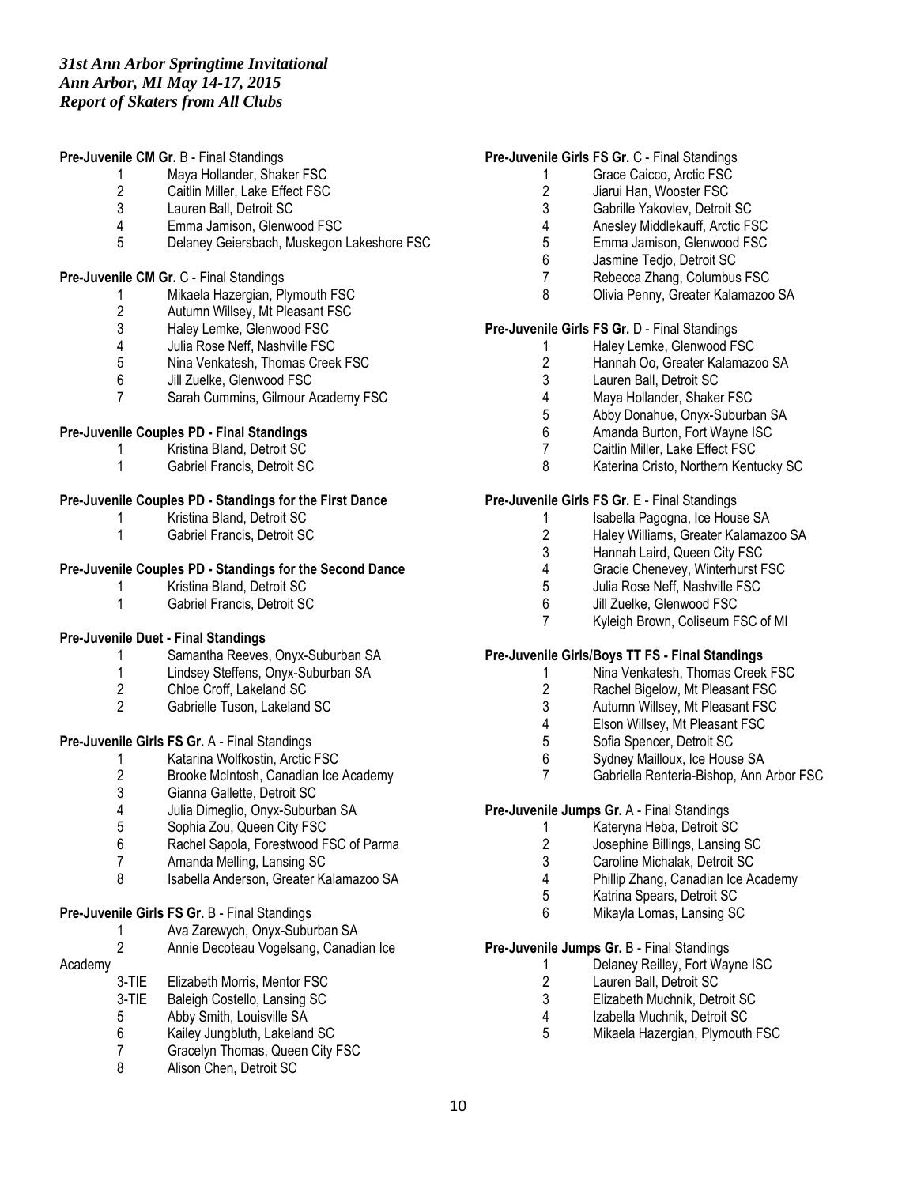*31st Ann Arbor Springtime Invitational*
*Ann Arbor, MI May 14-17, 2015*
*Report of Skaters from All Clubs*

**Pre-Juvenile CM Gr.** B - Final Standings

1 Maya Hollander, Shaker FSC
2 Caitlin Miller, Lake Effect FSC
3 Lauren Ball, Detroit SC
4 Emma Jamison, Glenwood FSC
5 Delaney Geiersbach, Muskegon Lakeshore FSC

**Pre-Juvenile CM Gr.** C - Final Standings

1 Mikaela Hazergian, Plymouth FSC
2 Autumn Willsey, Mt Pleasant FSC
3 Haley Lemke, Glenwood FSC
4 Julia Rose Neff, Nashville FSC
5 Nina Venkatesh, Thomas Creek FSC
6 Jill Zuelke, Glenwood FSC
7 Sarah Cummins, Gilmour Academy FSC

**Pre-Juvenile Couples PD - Final Standings**

1 Kristina Bland, Detroit SC
1 Gabriel Francis, Detroit SC

**Pre-Juvenile Couples PD - Standings for the First Dance**

1 Kristina Bland, Detroit SC
1 Gabriel Francis, Detroit SC

**Pre-Juvenile Couples PD - Standings for the Second Dance**

1 Kristina Bland, Detroit SC
1 Gabriel Francis, Detroit SC

**Pre-Juvenile Duet - Final Standings**

1 Samantha Reeves, Onyx-Suburban SA
1 Lindsey Steffens, Onyx-Suburban SA
2 Chloe Croff, Lakeland SC
2 Gabrielle Tuson, Lakeland SC

**Pre-Juvenile Girls FS Gr.** A - Final Standings

1 Katarina Wolfkostin, Arctic FSC
2 Brooke McIntosh, Canadian Ice Academy
3 Gianna Gallette, Detroit SC
4 Julia Dimeglio, Onyx-Suburban SA
5 Sophia Zou, Queen City FSC
6 Rachel Sapola, Forestwood FSC of Parma
7 Amanda Melling, Lansing SC
8 Isabella Anderson, Greater Kalamazoo SA

**Pre-Juvenile Girls FS Gr.** B - Final Standings

1 Ava Zarewych, Onyx-Suburban SA
2 Annie Decoteau Vogelsang, Canadian Ice Academy
3-TIE Elizabeth Morris, Mentor FSC
3-TIE Baleigh Costello, Lansing SC
5 Abby Smith, Louisville SA
6 Kailey Jungbluth, Lakeland SC
7 Gracelyn Thomas, Queen City FSC
8 Alison Chen, Detroit SC

**Pre-Juvenile Girls FS Gr.** C - Final Standings

1 Grace Caicco, Arctic FSC
2 Jiarui Han, Wooster FSC
3 Gabrille Yakovlev, Detroit SC
4 Anesley Middlekauff, Arctic FSC
5 Emma Jamison, Glenwood FSC
6 Jasmine Tedjo, Detroit SC
7 Rebecca Zhang, Columbus FSC
8 Olivia Penny, Greater Kalamazoo SA

**Pre-Juvenile Girls FS Gr.** D - Final Standings

1 Haley Lemke, Glenwood FSC
2 Hannah Oo, Greater Kalamazoo SA
3 Lauren Ball, Detroit SC
4 Maya Hollander, Shaker FSC
5 Abby Donahue, Onyx-Suburban SA
6 Amanda Burton, Fort Wayne ISC
7 Caitlin Miller, Lake Effect FSC
8 Katerina Cristo, Northern Kentucky SC

**Pre-Juvenile Girls FS Gr.** E - Final Standings

1 Isabella Pagogna, Ice House SA
2 Haley Williams, Greater Kalamazoo SA
3 Hannah Laird, Queen City FSC
4 Gracie Chenevey, Winterhurst FSC
5 Julia Rose Neff, Nashville FSC
6 Jill Zuelke, Glenwood FSC
7 Kyleigh Brown, Coliseum FSC of MI

**Pre-Juvenile Girls/Boys TT FS - Final Standings**

1 Nina Venkatesh, Thomas Creek FSC
2 Rachel Bigelow, Mt Pleasant FSC
3 Autumn Willsey, Mt Pleasant FSC
4 Elson Willsey, Mt Pleasant FSC
5 Sofia Spencer, Detroit SC
6 Sydney Mailloux, Ice House SA
7 Gabriella Renteria-Bishop, Ann Arbor FSC

**Pre-Juvenile Jumps Gr.** A - Final Standings

1 Kateryna Heba, Detroit SC
2 Josephine Billings, Lansing SC
3 Caroline Michalak, Detroit SC
4 Phillip Zhang, Canadian Ice Academy
5 Katrina Spears, Detroit SC
6 Mikayla Lomas, Lansing SC

**Pre-Juvenile Jumps Gr.** B - Final Standings

1 Delaney Reilley, Fort Wayne ISC
2 Lauren Ball, Detroit SC
3 Elizabeth Muchnik, Detroit SC
4 Izabella Muchnik, Detroit SC
5 Mikaela Hazergian, Plymouth FSC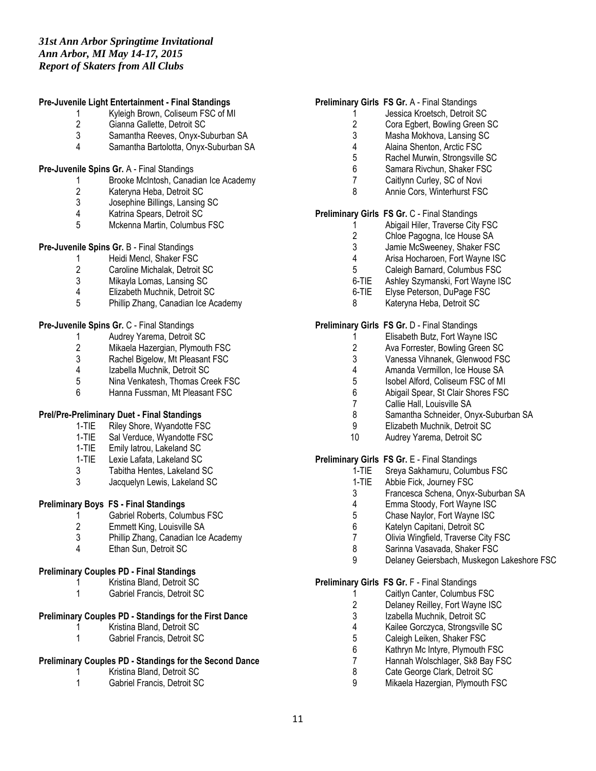*31st Ann Arbor Springtime Invitational*
*Ann Arbor, MI May 14-17, 2015*
*Report of Skaters from All Clubs*

**Pre-Juvenile Light Entertainment - Final Standings**

| | |
|---|---|
| 1 | Kyleigh Brown, Coliseum FSC of MI |
| 2 | Gianna Gallette, Detroit SC |
| 3 | Samantha Reeves, Onyx-Suburban SA |
| 4 | Samantha Bartolotta, Onyx-Suburban SA |

**Pre-Juvenile Spins Gr.** A - Final Standings

| | |
|---|---|
| 1 | Brooke McIntosh, Canadian Ice Academy |
| 2 | Kateryna Heba, Detroit SC |
| 3 | Josephine Billings, Lansing SC |
| 4 | Katrina Spears, Detroit SC |
| 5 | Mckenna Martin, Columbus FSC |

**Pre-Juvenile Spins Gr.** B - Final Standings

| | |
|---|---|
| 1 | Heidi Mencl, Shaker FSC |
| 2 | Caroline Michalak, Detroit SC |
| 3 | Mikayla Lomas, Lansing SC |
| 4 | Elizabeth Muchnik, Detroit SC |
| 5 | Phillip Zhang, Canadian Ice Academy |

**Pre-Juvenile Spins Gr.** C - Final Standings

| | |
|---|---|
| 1 | Audrey Yarema, Detroit SC |
| 2 | Mikaela Hazergian, Plymouth FSC |
| 3 | Rachel Bigelow, Mt Pleasant FSC |
| 4 | Izabella Muchnik, Detroit SC |
| 5 | Nina Venkatesh, Thomas Creek FSC |
| 6 | Hanna Fussman, Mt Pleasant FSC |

**Prel/Pre-Preliminary Duet - Final Standings**

| | |
|---|---|
| 1-TIE | Riley Shore, Wyandotte FSC |
| 1-TIE | Sal Verduce, Wyandotte FSC |
| 1-TIE | Emily Iatrou, Lakeland SC |
| 1-TIE | Lexie Lafata, Lakeland SC |
| 3 | Tabitha Hentes, Lakeland SC |
| 3 | Jacquelyn Lewis, Lakeland SC |

**Preliminary Boys FS - Final Standings**

| | |
|---|---|
| 1 | Gabriel Roberts, Columbus FSC |
| 2 | Emmett King, Louisville SA |
| 3 | Phillip Zhang, Canadian Ice Academy |
| 4 | Ethan Sun, Detroit SC |

**Preliminary Couples PD - Final Standings**

| | |
|---|---|
| 1 | Kristina Bland, Detroit SC |
| 1 | Gabriel Francis, Detroit SC |

**Preliminary Couples PD - Standings for the First Dance**

| | |
|---|---|
| 1 | Kristina Bland, Detroit SC |
| 1 | Gabriel Francis, Detroit SC |

**Preliminary Couples PD - Standings for the Second Dance**

| | |
|---|---|
| 1 | Kristina Bland, Detroit SC |
| 1 | Gabriel Francis, Detroit SC |

**Preliminary Girls FS Gr.** A - Final Standings

| | |
|---|---|
| 1 | Jessica Kroetsch, Detroit SC |
| 2 | Cora Egbert, Bowling Green SC |
| 3 | Masha Mokhova, Lansing SC |
| 4 | Alaina Shenton, Arctic FSC |
| 5 | Rachel Murwin, Strongsville SC |
| 6 | Samara Rivchun, Shaker FSC |
| 7 | Caitlynn Curley, SC of Novi |
| 8 | Annie Cors, Winterhurst FSC |

**Preliminary Girls FS Gr.** C - Final Standings

| | |
|---|---|
| 1 | Abigail Hiler, Traverse City FSC |
| 2 | Chloe Pagogna, Ice House SA |
| 3 | Jamie McSweeney, Shaker FSC |
| 4 | Arisa Hocharoen, Fort Wayne ISC |
| 5 | Caleigh Barnard, Columbus FSC |
| 6-TIE | Ashley Szymanski, Fort Wayne ISC |
| 6-TIE | Elyse Peterson, DuPage FSC |
| 8 | Kateryna Heba, Detroit SC |

**Preliminary Girls FS Gr.** D - Final Standings

| | |
|---|---|
| 1 | Elisabeth Butz, Fort Wayne ISC |
| 2 | Ava Forrester, Bowling Green SC |
| 3 | Vanessa Vihnanek, Glenwood FSC |
| 4 | Amanda Vermillon, Ice House SA |
| 5 | Isobel Alford, Coliseum FSC of MI |
| 6 | Abigail Spear, St Clair Shores FSC |
| 7 | Callie Hall, Louisville SA |
| 8 | Samantha Schneider, Onyx-Suburban SA |
| 9 | Elizabeth Muchnik, Detroit SC |
| 10 | Audrey Yarema, Detroit SC |

**Preliminary Girls FS Gr.** E - Final Standings

| | |
|---|---|
| 1-TIE | Sreya Sakhamuru, Columbus FSC |
| 1-TIE | Abbie Fick, Journey FSC |
| 3 | Francesca Schena, Onyx-Suburban SA |
| 4 | Emma Stoody, Fort Wayne ISC |
| 5 | Chase Naylor, Fort Wayne ISC |
| 6 | Katelyn Capitani, Detroit SC |
| 7 | Olivia Wingfield, Traverse City FSC |
| 8 | Sarinna Vasavada, Shaker FSC |
| 9 | Delaney Geiersbach, Muskegon Lakeshore FSC |

**Preliminary Girls FS Gr.** F - Final Standings

| | |
|---|---|
| 1 | Caitlyn Canter, Columbus FSC |
| 2 | Delaney Reilley, Fort Wayne ISC |
| 3 | Izabella Muchnik, Detroit SC |
| 4 | Kailee Gorczyca, Strongsville SC |
| 5 | Caleigh Leiken, Shaker FSC |
| 6 | Kathryn Mc Intyre, Plymouth FSC |
| 7 | Hannah Wolschlager, Sk8 Bay FSC |
| 8 | Cate George Clark, Detroit SC |
| 9 | Mikaela Hazergian, Plymouth FSC |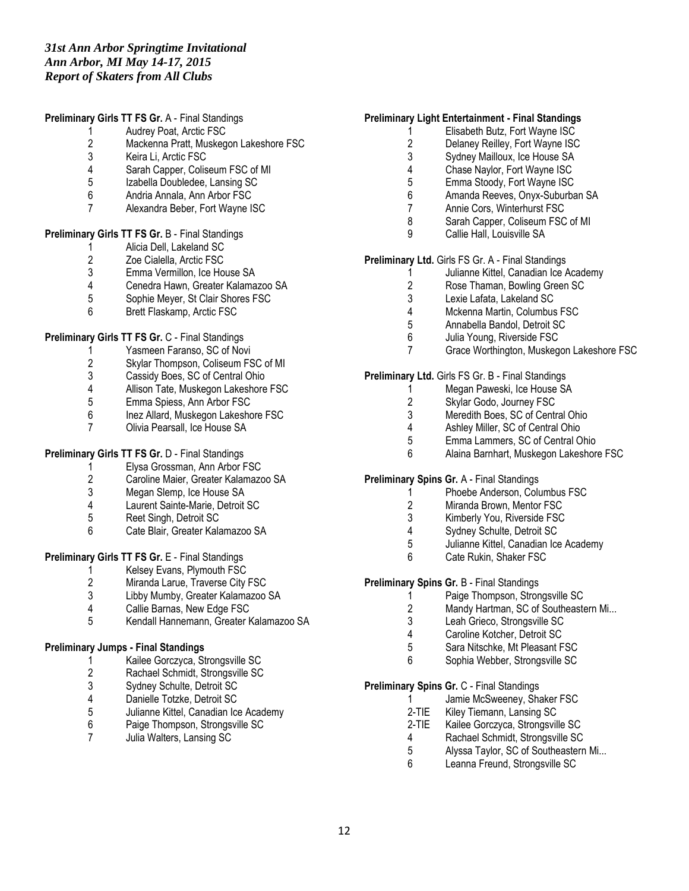*31st Ann Arbor Springtime Invitational*
*Ann Arbor, MI May 14-17, 2015*
*Report of Skaters from All Clubs*

**Preliminary Girls TT FS Gr.** A - Final Standings

1 Audrey Poat, Arctic FSC
2 Mackenna Pratt, Muskegon Lakeshore FSC
3 Keira Li, Arctic FSC
4 Sarah Capper, Coliseum FSC of MI
5 Izabella Doubledee, Lansing SC
6 Andria Annala, Ann Arbor FSC
7 Alexandra Beber, Fort Wayne ISC

**Preliminary Girls TT FS Gr.** B - Final Standings

1 Alicia Dell, Lakeland SC
2 Zoe Cialella, Arctic FSC
3 Emma Vermillon, Ice House SA
4 Cenedra Hawn, Greater Kalamazoo SA
5 Sophie Meyer, St Clair Shores FSC
6 Brett Flaskamp, Arctic FSC

**Preliminary Girls TT FS Gr.** C - Final Standings

1 Yasmeen Faranso, SC of Novi
2 Skylar Thompson, Coliseum FSC of MI
3 Cassidy Boes, SC of Central Ohio
4 Allison Tate, Muskegon Lakeshore FSC
5 Emma Spiess, Ann Arbor FSC
6 Inez Allard, Muskegon Lakeshore FSC
7 Olivia Pearsall, Ice House SA

**Preliminary Girls TT FS Gr.** D - Final Standings

1 Elysa Grossman, Ann Arbor FSC
2 Caroline Maier, Greater Kalamazoo SA
3 Megan Slemp, Ice House SA
4 Laurent Sainte-Marie, Detroit SC
5 Reet Singh, Detroit SC
6 Cate Blair, Greater Kalamazoo SA

**Preliminary Girls TT FS Gr.** E - Final Standings

1 Kelsey Evans, Plymouth FSC
2 Miranda Larue, Traverse City FSC
3 Libby Mumby, Greater Kalamazoo SA
4 Callie Barnas, New Edge FSC
5 Kendall Hannemann, Greater Kalamazoo SA

**Preliminary Jumps - Final Standings**

1 Kailee Gorczyca, Strongsville SC
2 Rachael Schmidt, Strongsville SC
3 Sydney Schulte, Detroit SC
4 Danielle Totzke, Detroit SC
5 Julianne Kittel, Canadian Ice Academy
6 Paige Thompson, Strongsville SC
7 Julia Walters, Lansing SC

**Preliminary Light Entertainment - Final Standings**

1 Elisabeth Butz, Fort Wayne ISC
2 Delaney Reilley, Fort Wayne ISC
3 Sydney Mailloux, Ice House SA
4 Chase Naylor, Fort Wayne ISC
5 Emma Stoody, Fort Wayne ISC
6 Amanda Reeves, Onyx-Suburban SA
7 Annie Cors, Winterhurst FSC
8 Sarah Capper, Coliseum FSC of MI
9 Callie Hall, Louisville SA

**Preliminary Ltd.** Girls FS Gr. A - Final Standings

1 Julianne Kittel, Canadian Ice Academy
2 Rose Thaman, Bowling Green SC
3 Lexie Lafata, Lakeland SC
4 Mckenna Martin, Columbus FSC
5 Annabella Bandol, Detroit SC
6 Julia Young, Riverside FSC
7 Grace Worthington, Muskegon Lakeshore FSC

**Preliminary Ltd.** Girls FS Gr. B - Final Standings

1 Megan Paweski, Ice House SA
2 Skylar Godo, Journey FSC
3 Meredith Boes, SC of Central Ohio
4 Ashley Miller, SC of Central Ohio
5 Emma Lammers, SC of Central Ohio
6 Alaina Barnhart, Muskegon Lakeshore FSC

**Preliminary Spins Gr.** A - Final Standings

1 Phoebe Anderson, Columbus FSC
2 Miranda Brown, Mentor FSC
3 Kimberly You, Riverside FSC
4 Sydney Schulte, Detroit SC
5 Julianne Kittel, Canadian Ice Academy
6 Cate Rukin, Shaker FSC

**Preliminary Spins Gr.** B - Final Standings

1 Paige Thompson, Strongsville SC
2 Mandy Hartman, SC of Southeastern Mi...
3 Leah Grieco, Strongsville SC
4 Caroline Kotcher, Detroit SC
5 Sara Nitschke, Mt Pleasant FSC
6 Sophia Webber, Strongsville SC

**Preliminary Spins Gr.** C - Final Standings

1 Jamie McSweeney, Shaker FSC
2-TIE Kiley Tiemann, Lansing SC
2-TIE Kailee Gorczyca, Strongsville SC
4 Rachael Schmidt, Strongsville SC
5 Alyssa Taylor, SC of Southeastern Mi...
6 Leanna Freund, Strongsville SC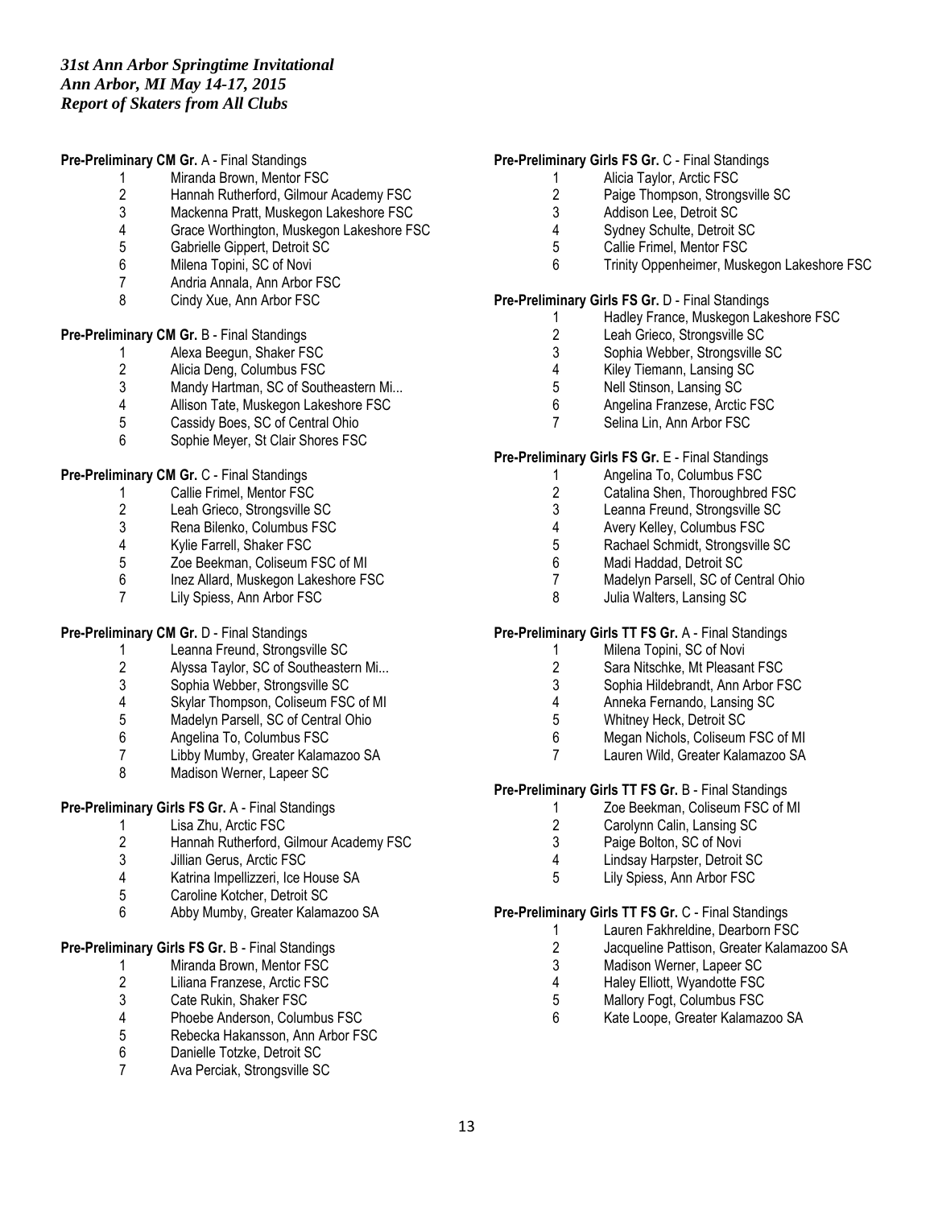*31st Ann Arbor Springtime Invitational*
*Ann Arbor, MI May 14-17, 2015*
*Report of Skaters from All Clubs*

**Pre-Preliminary CM Gr.** A - Final Standings

1. Miranda Brown, Mentor FSC
2. Hannah Rutherford, Gilmour Academy FSC
3. Mackenna Pratt, Muskegon Lakeshore FSC
4. Grace Worthington, Muskegon Lakeshore FSC
5. Gabrielle Gippert, Detroit SC
6. Milena Topini, SC of Novi
7. Andria Annala, Ann Arbor FSC
8. Cindy Xue, Ann Arbor FSC

**Pre-Preliminary CM Gr.** B - Final Standings

1. Alexa Beegun, Shaker FSC
2. Alicia Deng, Columbus FSC
3. Mandy Hartman, SC of Southeastern Mi...
4. Allison Tate, Muskegon Lakeshore FSC
5. Cassidy Boes, SC of Central Ohio
6. Sophie Meyer, St Clair Shores FSC

**Pre-Preliminary CM Gr.** C - Final Standings

1. Callie Frimel, Mentor FSC
2. Leah Grieco, Strongsville SC
3. Rena Bilenko, Columbus FSC
4. Kylie Farrell, Shaker FSC
5. Zoe Beekman, Coliseum FSC of MI
6. Inez Allard, Muskegon Lakeshore FSC
7. Lily Spiess, Ann Arbor FSC

**Pre-Preliminary CM Gr.** D - Final Standings

1. Leanna Freund, Strongsville SC
2. Alyssa Taylor, SC of Southeastern Mi...
3. Sophia Webber, Strongsville SC
4. Skylar Thompson, Coliseum FSC of MI
5. Madelyn Parsell, SC of Central Ohio
6. Angelina To, Columbus FSC
7. Libby Mumby, Greater Kalamazoo SA
8. Madison Werner, Lapeer SC

**Pre-Preliminary Girls FS Gr.** A - Final Standings

1. Lisa Zhu, Arctic FSC
2. Hannah Rutherford, Gilmour Academy FSC
3. Jillian Gerus, Arctic FSC
4. Katrina Impellizzeri, Ice House SA
5. Caroline Kotcher, Detroit SC
6. Abby Mumby, Greater Kalamazoo SA

**Pre-Preliminary Girls FS Gr.** B - Final Standings

1. Miranda Brown, Mentor FSC
2. Liliana Franzese, Arctic FSC
3. Cate Rukin, Shaker FSC
4. Phoebe Anderson, Columbus FSC
5. Rebecka Hakansson, Ann Arbor FSC
6. Danielle Totzke, Detroit SC
7. Ava Perciak, Strongsville SC

**Pre-Preliminary Girls FS Gr.** C - Final Standings

1. Alicia Taylor, Arctic FSC
2. Paige Thompson, Strongsville SC
3. Addison Lee, Detroit SC
4. Sydney Schulte, Detroit SC
5. Callie Frimel, Mentor FSC
6. Trinity Oppenheimer, Muskegon Lakeshore FSC

**Pre-Preliminary Girls FS Gr.** D - Final Standings

1. Hadley France, Muskegon Lakeshore FSC
2. Leah Grieco, Strongsville SC
3. Sophia Webber, Strongsville SC
4. Kiley Tiemann, Lansing SC
5. Nell Stinson, Lansing SC
6. Angelina Franzese, Arctic FSC
7. Selina Lin, Ann Arbor FSC

**Pre-Preliminary Girls FS Gr.** E - Final Standings

1. Angelina To, Columbus FSC
2. Catalina Shen, Thoroughbred FSC
3. Leanna Freund, Strongsville SC
4. Avery Kelley, Columbus FSC
5. Rachael Schmidt, Strongsville SC
6. Madi Haddad, Detroit SC
7. Madelyn Parsell, SC of Central Ohio
8. Julia Walters, Lansing SC

**Pre-Preliminary Girls TT FS Gr.** A - Final Standings

1. Milena Topini, SC of Novi
2. Sara Nitschke, Mt Pleasant FSC
3. Sophia Hildebrandt, Ann Arbor FSC
4. Anneka Fernando, Lansing SC
5. Whitney Heck, Detroit SC
6. Megan Nichols, Coliseum FSC of MI
7. Lauren Wild, Greater Kalamazoo SA

**Pre-Preliminary Girls TT FS Gr.** B - Final Standings

1. Zoe Beekman, Coliseum FSC of MI
2. Carolynn Calin, Lansing SC
3. Paige Bolton, SC of Novi
4. Lindsay Harpster, Detroit SC
5. Lily Spiess, Ann Arbor FSC

**Pre-Preliminary Girls TT FS Gr.** C - Final Standings

1. Lauren Fakhreldine, Dearborn FSC
2. Jacqueline Pattison, Greater Kalamazoo SA
3. Madison Werner, Lapeer SC
4. Haley Elliott, Wyandotte FSC
5. Mallory Fogt, Columbus FSC
6. Kate Loope, Greater Kalamazoo SA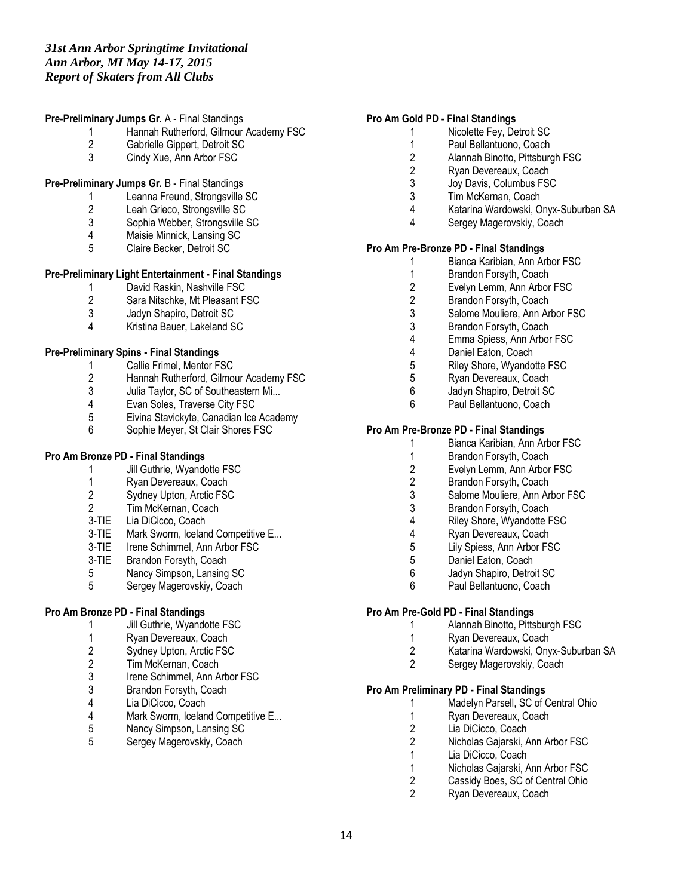*31st Ann Arbor Springtime Invitational*
*Ann Arbor, MI May 14-17, 2015*
*Report of Skaters from All Clubs*

**Pre-Preliminary Jumps Gr.** A - Final Standings

| | |
|---|---|
| 1 | Hannah Rutherford, Gilmour Academy FSC |
| 2 | Gabrielle Gippert, Detroit SC |
| 3 | Cindy Xue, Ann Arbor FSC |

**Pre-Preliminary Jumps Gr.** B - Final Standings

| | |
|---|---|
| 1 | Leanna Freund, Strongsville SC |
| 2 | Leah Grieco, Strongsville SC |
| 3 | Sophia Webber, Strongsville SC |
| 4 | Maisie Minnick, Lansing SC |
| 5 | Claire Becker, Detroit SC |

**Pre-Preliminary Light Entertainment - Final Standings**

| | |
|---|---|
| 1 | David Raskin, Nashville FSC |
| 2 | Sara Nitschke, Mt Pleasant FSC |
| 3 | Jadyn Shapiro, Detroit SC |
| 4 | Kristina Bauer, Lakeland SC |

**Pre-Preliminary Spins - Final Standings**

| | |
|---|---|
| 1 | Callie Frimel, Mentor FSC |
| 2 | Hannah Rutherford, Gilmour Academy FSC |
| 3 | Julia Taylor, SC of Southeastern Mi... |
| 4 | Evan Soles, Traverse City FSC |
| 5 | Eivina Stavickyte, Canadian Ice Academy |
| 6 | Sophie Meyer, St Clair Shores FSC |

**Pro Am Bronze PD - Final Standings**

| | |
|---|---|
| 1 | Jill Guthrie, Wyandotte FSC |
| 1 | Ryan Devereaux, Coach |
| 2 | Sydney Upton, Arctic FSC |
| 2 | Tim McKernan, Coach |
| 3-TIE | Lia DiCicco, Coach |
| 3-TIE | Mark Sworm, Iceland Competitive E... |
| 3-TIE | Irene Schimmel, Ann Arbor FSC |
| 3-TIE | Brandon Forsyth, Coach |
| 5 | Nancy Simpson, Lansing SC |
| 5 | Sergey Magerovskiy, Coach |

**Pro Am Bronze PD - Final Standings**

| | |
|---|---|
| 1 | Jill Guthrie, Wyandotte FSC |
| 1 | Ryan Devereaux, Coach |
| 2 | Sydney Upton, Arctic FSC |
| 2 | Tim McKernan, Coach |
| 3 | Irene Schimmel, Ann Arbor FSC |
| 3 | Brandon Forsyth, Coach |
| 4 | Lia DiCicco, Coach |
| 4 | Mark Sworm, Iceland Competitive E... |
| 5 | Nancy Simpson, Lansing SC |
| 5 | Sergey Magerovskiy, Coach |

**Pro Am Gold PD - Final Standings**

| | |
|---|---|
| 1 | Nicolette Fey, Detroit SC |
| 1 | Paul Bellantuono, Coach |
| 2 | Alannah Binotto, Pittsburgh FSC |
| 2 | Ryan Devereaux, Coach |
| 3 | Joy Davis, Columbus FSC |
| 3 | Tim McKernan, Coach |
| 4 | Katarina Wardowski, Onyx-Suburban SA |
| 4 | Sergey Magerovskiy, Coach |

**Pro Am Pre-Bronze PD - Final Standings**

| | |
|---|---|
| 1 | Bianca Karibian, Ann Arbor FSC |
| 1 | Brandon Forsyth, Coach |
| 2 | Evelyn Lemm, Ann Arbor FSC |
| 2 | Brandon Forsyth, Coach |
| 3 | Salome Mouliere, Ann Arbor FSC |
| 3 | Brandon Forsyth, Coach |
| 4 | Emma Spiess, Ann Arbor FSC |
| 4 | Daniel Eaton, Coach |
| 5 | Riley Shore, Wyandotte FSC |
| 5 | Ryan Devereaux, Coach |
| 6 | Jadyn Shapiro, Detroit SC |
| 6 | Paul Bellantuono, Coach |

**Pro Am Pre-Bronze PD - Final Standings**

| | |
|---|---|
| 1 | Bianca Karibian, Ann Arbor FSC |
| 1 | Brandon Forsyth, Coach |
| 2 | Evelyn Lemm, Ann Arbor FSC |
| 2 | Brandon Forsyth, Coach |
| 3 | Salome Mouliere, Ann Arbor FSC |
| 3 | Brandon Forsyth, Coach |
| 4 | Riley Shore, Wyandotte FSC |
| 4 | Ryan Devereaux, Coach |
| 5 | Lily Spiess, Ann Arbor FSC |
| 5 | Daniel Eaton, Coach |
| 6 | Jadyn Shapiro, Detroit SC |
| 6 | Paul Bellantuono, Coach |

**Pro Am Pre-Gold PD - Final Standings**

| | |
|---|---|
| 1 | Alannah Binotto, Pittsburgh FSC |
| 1 | Ryan Devereaux, Coach |
| 2 | Katarina Wardowski, Onyx-Suburban SA |
| 2 | Sergey Magerovskiy, Coach |

**Pro Am Preliminary PD - Final Standings**

| | |
|---|---|
| 1 | Madelyn Parsell, SC of Central Ohio |
| 1 | Ryan Devereaux, Coach |
| 2 | Lia DiCicco, Coach |
| 2 | Nicholas Gajarski, Ann Arbor FSC |
| 1 | Lia DiCicco, Coach |
| 1 | Nicholas Gajarski, Ann Arbor FSC |
| 2 | Cassidy Boes, SC of Central Ohio |
| 2 | Ryan Devereaux, Coach |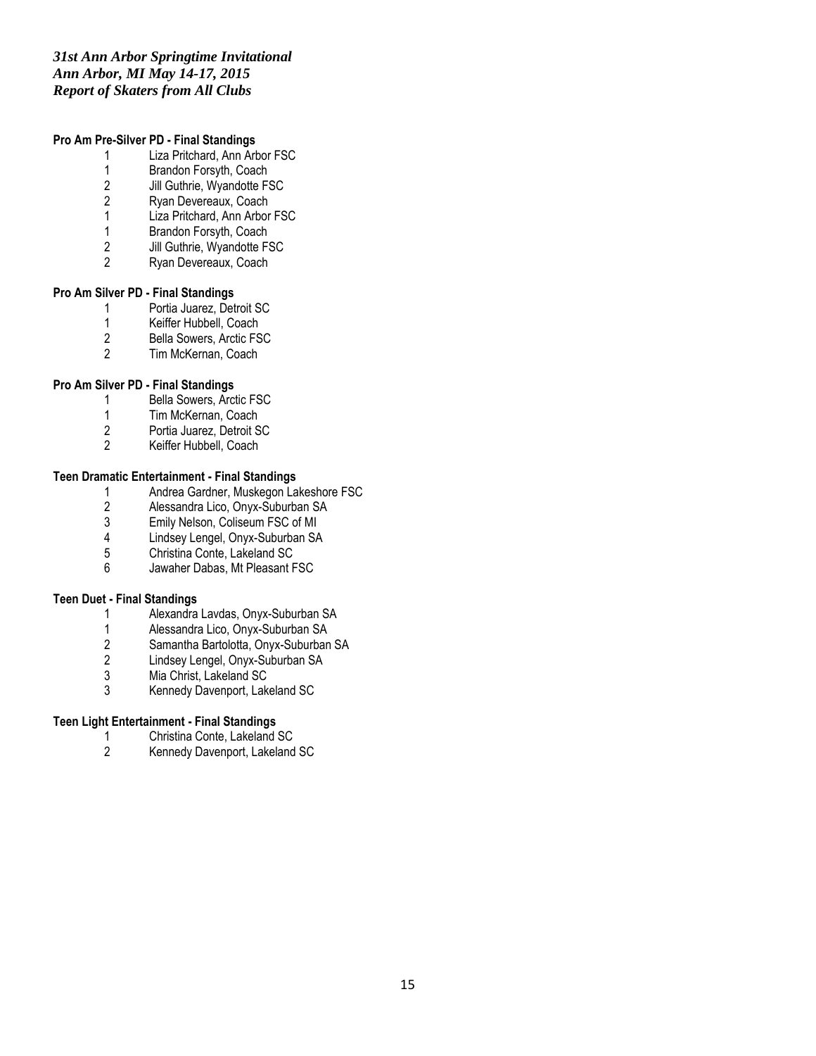*31st Ann Arbor Springtime Invitational*
*Ann Arbor, MI May 14-17, 2015*
*Report of Skaters from All Clubs*

**Pro Am Pre-Silver PD - Final Standings**

| | |
|---|---|
| 1 | Liza Pritchard, Ann Arbor FSC |
| 1 | Brandon Forsyth, Coach |
| 2 | Jill Guthrie, Wyandotte FSC |
| 2 | Ryan Devereaux, Coach |
| 1 | Liza Pritchard, Ann Arbor FSC |
| 1 | Brandon Forsyth, Coach |
| 2 | Jill Guthrie, Wyandotte FSC |
| 2 | Ryan Devereaux, Coach |

**Pro Am Silver PD - Final Standings**

| | |
|---|---|
| 1 | Portia Juarez, Detroit SC |
| 1 | Keiffer Hubbell, Coach |
| 2 | Bella Sowers, Arctic FSC |
| 2 | Tim McKernan, Coach |

**Pro Am Silver PD - Final Standings**

| | |
|---|---|
| 1 | Bella Sowers, Arctic FSC |
| 1 | Tim McKernan, Coach |
| 2 | Portia Juarez, Detroit SC |
| 2 | Keiffer Hubbell, Coach |

**Teen Dramatic Entertainment - Final Standings**

| | |
|---|---|
| 1 | Andrea Gardner, Muskegon Lakeshore FSC |
| 2 | Alessandra Lico, Onyx-Suburban SA |
| 3 | Emily Nelson, Coliseum FSC of MI |
| 4 | Lindsey Lengel, Onyx-Suburban SA |
| 5 | Christina Conte, Lakeland SC |
| 6 | Jawaher Dabas, Mt Pleasant FSC |

**Teen Duet - Final Standings**

| | |
|---|---|
| 1 | Alexandra Lavdas, Onyx-Suburban SA |
| 1 | Alessandra Lico, Onyx-Suburban SA |
| 2 | Samantha Bartolotta, Onyx-Suburban SA |
| 2 | Lindsey Lengel, Onyx-Suburban SA |
| 3 | Mia Christ, Lakeland SC |
| 3 | Kennedy Davenport, Lakeland SC |

**Teen Light Entertainment - Final Standings**

| | |
|---|---|
| 1 | Christina Conte, Lakeland SC |
| 2 | Kennedy Davenport, Lakeland SC |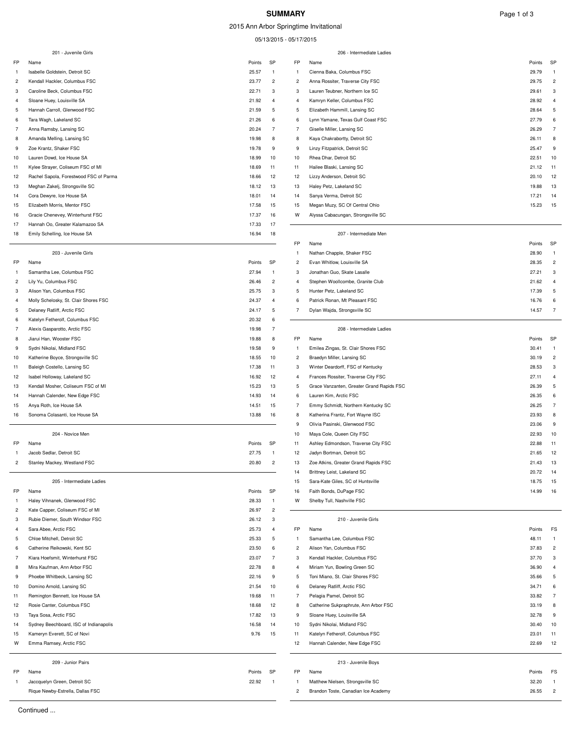# SUMMARY

2015 Ann Arbor Springtime Invitational

05/13/2015 - 05/17/2015

### 201 - Juvenile Girls

| FP | Name | Points | SP |
|---|---|---|---|
| 1 | Isabelle Goldstein, Detroit SC | 25.57 | 1 |
| 2 | Kendall Hackler, Columbus FSC | 23.77 | 2 |
| 3 | Caroline Beck, Columbus FSC | 22.71 | 3 |
| 4 | Sloane Huey, Louisville SA | 21.92 | 4 |
| 5 | Hannah Carroll, Glenwood FSC | 21.59 | 5 |
| 6 | Tara Wagh, Lakeland SC | 21.26 | 6 |
| 7 | Anna Ramsby, Lansing SC | 20.24 | 7 |
| 8 | Amanda Melling, Lansing SC | 19.98 | 8 |
| 9 | Zoe Krantz, Shaker FSC | 19.78 | 9 |
| 10 | Lauren Dowd, Ice House SA | 18.99 | 10 |
| 11 | Kylee Strayer, Coliseum FSC of MI | 18.69 | 11 |
| 12 | Rachel Sapola, Forestwood FSC of Parma | 18.66 | 12 |
| 13 | Meghan Zakelj, Strongsville SC | 18.12 | 13 |
| 14 | Cora Dewyre, Ice House SA | 18.01 | 14 |
| 15 | Elizabeth Morris, Mentor FSC | 17.58 | 15 |
| 16 | Gracie Chenevey, Winterhurst FSC | 17.37 | 16 |
| 17 | Hannah Oo, Greater Kalamazoo SA | 17.33 | 17 |
| 18 | Emily Schelling, Ice House SA | 16.94 | 18 |

### 203 - Juvenile Girls

| FP | Name | Points | SP |
|---|---|---|---|
| 1 | Samantha Lee, Columbus FSC | 27.94 | 1 |
| 2 | Lily Yu, Columbus FSC | 26.46 | 2 |
| 3 | Alison Yan, Columbus FSC | 25.75 | 3 |
| 4 | Molly Schelosky, St. Clair Shores FSC | 24.37 | 4 |
| 5 | Delaney Ratliff, Arctic FSC | 24.17 | 5 |
| 6 | Katelyn Fetherolf, Columbus FSC | 20.32 | 6 |
| 7 | Alexis Gasparotto, Arctic FSC | 19.98 | 7 |
| 8 | Jiarui Han, Wooster FSC | 19.88 | 8 |
| 9 | Sydni Nikolai, Midland FSC | 19.58 | 9 |
| 10 | Katherine Boyce, Strongsville SC | 18.55 | 10 |
| 11 | Baleigh Costello, Lansing SC | 17.38 | 11 |
| 12 | Isabel Holloway, Lakeland SC | 16.92 | 12 |
| 13 | Kendall Mosher, Coliseum FSC of MI | 15.23 | 13 |
| 14 | Hannah Calender, New Edge FSC | 14.93 | 14 |
| 15 | Anya Roth, Ice House SA | 14.51 | 15 |
| 16 | Sonoma Colasanti, Ice House SA | 13.88 | 16 |

### 204 - Novice Men

| FP | Name | Points | SP |
|---|---|---|---|
| 1 | Jacob Sedlar, Detroit SC | 27.75 | 1 |
| 2 | Stanley Mackey, Westland FSC | 20.80 | 2 |

### 205 - Intermediate Ladies

| FP | Name | Points | SP |
|---|---|---|---|
| 1 | Haley Vihnanek, Glenwood FSC | 28.33 | 1 |
| 2 | Kate Capper, Coliseum FSC of MI | 26.97 | 2 |
| 3 | Rubie Diemer, South Windsor FSC | 26.12 | 3 |
| 4 | Sara Abee, Arctic FSC | 25.73 | 4 |
| 5 | Chloe Mitchell, Detroit SC | 25.33 | 5 |
| 6 | Catherine Reikowski, Kent SC | 23.50 | 6 |
| 7 | Kiara Hoefsmit, Winterhurst FSC | 23.07 | 7 |
| 8 | Mira Kaufman, Ann Arbor FSC | 22.78 | 8 |
| 9 | Phoebe Whitbeck, Lansing SC | 22.16 | 9 |
| 10 | Domino Arnold, Lansing SC | 21.54 | 10 |
| 11 | Remington Bennett, Ice House SA | 19.68 | 11 |
| 12 | Rosie Canter, Columbus FSC | 18.68 | 12 |
| 13 | Taya Sosa, Arctic FSC | 17.82 | 13 |
| 14 | Sydney Beechboard, ISC of Indianapolis | 16.58 | 14 |
| 15 | Kameryn Everett, SC of Novi | 9.76 | 15 |
| W | Emma Ramsey, Arctic FSC | | |

### 209 - Junior Pairs

| FP | Name | Points | SP |
|---|---|---|---|
| 1 | Jacquelyn Green, Detroit SC | 22.92 | 1 |
| | Rique Newby-Estrella, Dallas FSC | | |

### 206 - Intermediate Ladies

| FP | Name | Points | SP |
|---|---|---|---|
| 1 | Cienna Baka, Columbus FSC | 29.79 | 1 |
| 2 | Anna Rossiter, Traverse City FSC | 29.75 | 2 |
| 3 | Lauren Teubner, Northern Ice SC | 29.61 | 3 |
| 4 | Kamryn Keller, Columbus FSC | 28.92 | 4 |
| 5 | Elizabeth Hammill, Lansing SC | 28.64 | 5 |
| 6 | Lynn Yamane, Texas Gulf Coast FSC | 27.79 | 6 |
| 7 | Giselle Miller, Lansing SC | 26.29 | 7 |
| 8 | Kaya Chakrabortty, Detroit SC | 26.11 | 8 |
| 9 | Linzy Fitzpatrick, Detroit SC | 25.47 | 9 |
| 10 | Rhea Dhar, Detroit SC | 22.51 | 10 |
| 11 | Hailee Blaski, Lansing SC | 21.12 | 11 |
| 12 | Lizzy Anderson, Detroit SC | 20.10 | 12 |
| 13 | Haley Petz, Lakeland SC | 19.88 | 13 |
| 14 | Sanya Verma, Detroit SC | 17.21 | 14 |
| 15 | Megan Muzy, SC Of Central Ohio | 15.23 | 15 |
| W | Alyssa Cabacungan, Strongsville SC | | |

### 207 - Intermediate Men

| FP | Name | Points | SP |
|---|---|---|---|
| 1 | Nathan Chapple, Shaker FSC | 28.90 | 1 |
| 2 | Evan Whitlow, Louisville SA | 28.35 | 2 |
| 3 | Jonathan Guo, Skate Lasalle | 27.21 | 3 |
| 4 | Stephen Woollcombe, Granite Club | 21.62 | 4 |
| 5 | Hunter Petz, Lakeland SC | 17.39 | 5 |
| 6 | Patrick Ronan, Mt Pleasant FSC | 16.76 | 6 |
| 7 | Dylan Wajda, Strongsville SC | 14.57 | 7 |

### 208 - Intermediate Ladies

| FP | Name | Points | SP |
|---|---|---|---|
| 1 | Emilea Zingas, St. Clair Shores FSC | 30.41 | 1 |
| 2 | Braedyn Miller, Lansing SC | 30.19 | 2 |
| 3 | Winter Deardorff, FSC of Kentucky | 28.53 | 3 |
| 4 | Frances Rossiter, Traverse City FSC | 27.11 | 4 |
| 5 | Grace Vanzanten, Greater Grand Rapids FSC | 26.39 | 5 |
| 6 | Lauren Kim, Arctic FSC | 26.35 | 6 |
| 7 | Emmy Schmidt, Northern Kentucky SC | 26.25 | 7 |
| 8 | Katherina Frantz, Fort Wayne ISC | 23.93 | 8 |
| 9 | Olivia Pasinski, Glenwood FSC | 23.06 | 9 |
| 10 | Maya Cole, Queen City FSC | 22.93 | 10 |
| 11 | Ashley Edmondson, Traverse City FSC | 22.88 | 11 |
| 12 | Jadyn Bortman, Detroit SC | 21.65 | 12 |
| 13 | Zoe Atkins, Greater Grand Rapids FSC | 21.43 | 13 |
| 14 | Brittney Leist, Lakeland SC | 20.72 | 14 |
| 15 | Sara-Kate Giles, SC of Huntsville | 18.75 | 15 |
| 16 | Faith Bonds, DuPage FSC | 14.99 | 16 |
| W | Shelby Tull, Nashville FSC | | |

### 210 - Juvenile Girls

| FP | Name | Points | FS |
|---|---|---|---|
| 1 | Samantha Lee, Columbus FSC | 48.11 | 1 |
| 2 | Alison Yan, Columbus FSC | 37.83 | 2 |
| 3 | Kendall Hackler, Columbus FSC | 37.70 | 3 |
| 4 | Miriam Yun, Bowling Green SC | 36.90 | 4 |
| 5 | Toni Miano, St. Clair Shores FSC | 35.66 | 5 |
| 6 | Delaney Ratliff, Arctic FSC | 34.71 | 6 |
| 7 | Pelagia Pamel, Detroit SC | 33.82 | 7 |
| 8 | Catherine Sukpraphrute, Ann Arbor FSC | 33.19 | 8 |
| 9 | Sloane Huey, Louisville SA | 32.78 | 9 |
| 10 | Sydni Nikolai, Midland FSC | 30.40 | 10 |
| 11 | Katelyn Fetherolf, Columbus FSC | 23.01 | 11 |
| 12 | Hannah Calender, New Edge FSC | 22.69 | 12 |

### 213 - Juvenile Boys

| FP | Name | Points | FS |
|---|---|---|---|
| 1 | Matthew Nielsen, Strongsville SC | 32.20 | 1 |
| 2 | Brandon Toste, Canadian Ice Academy | 26.55 | 2 |

Continued ...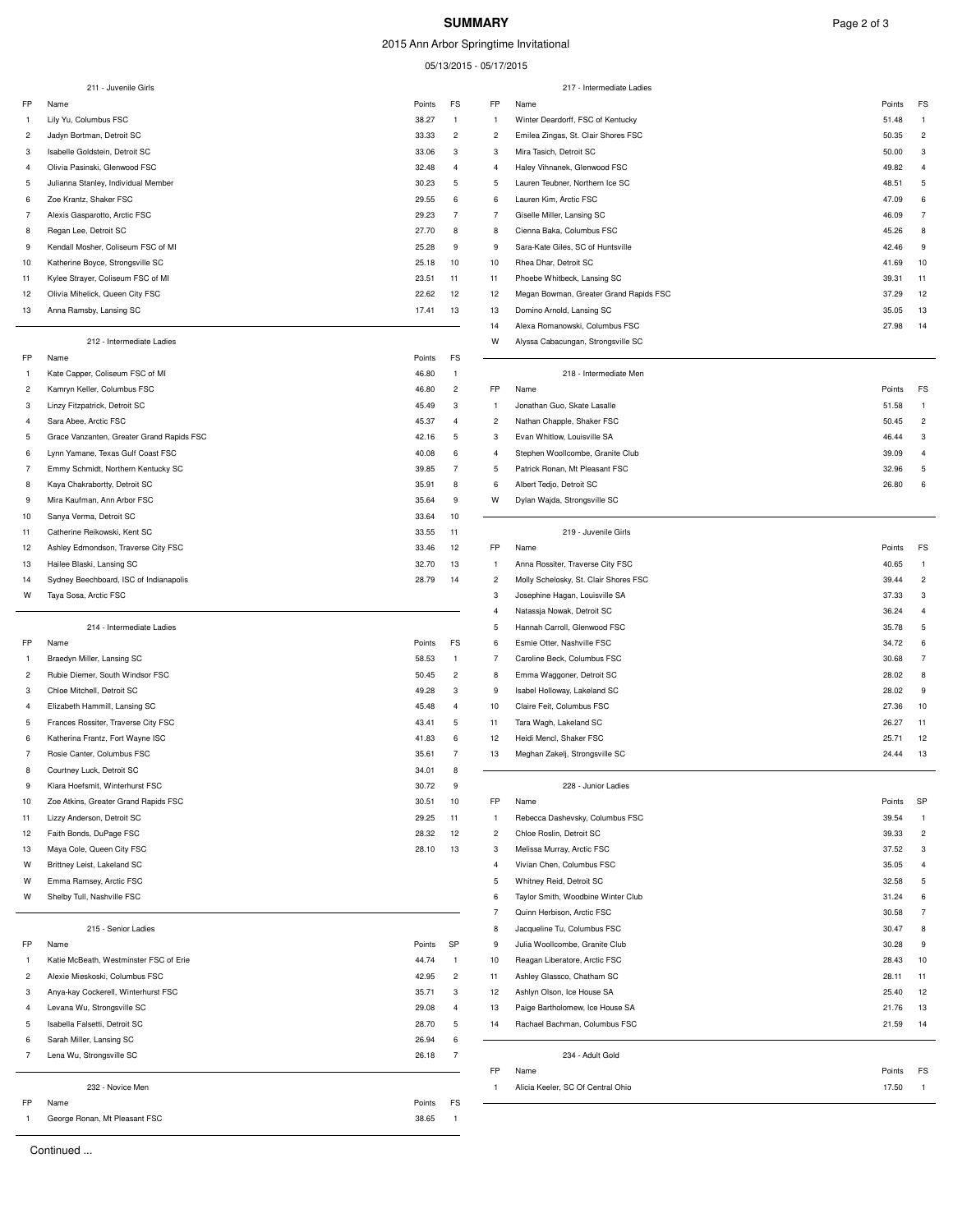# SUMMARY

2015 Ann Arbor Springtime Invitational

05/13/2015 - 05/17/2015

### 211 - Juvenile Girls

| FP | Name | Points | FS |
|---|---|---|---|
| 1 | Lily Yu, Columbus FSC | 38.27 | 1 |
| 2 | Jadyn Bortman, Detroit SC | 33.33 | 2 |
| 3 | Isabelle Goldstein, Detroit SC | 33.06 | 3 |
| 4 | Olivia Pasinski, Glenwood FSC | 32.48 | 4 |
| 5 | Julianna Stanley, Individual Member | 30.23 | 5 |
| 6 | Zoe Krantz, Shaker FSC | 29.55 | 6 |
| 7 | Alexis Gasparotto, Arctic FSC | 29.23 | 7 |
| 8 | Regan Lee, Detroit SC | 27.70 | 8 |
| 9 | Kendall Mosher, Coliseum FSC of MI | 25.28 | 9 |
| 10 | Katherine Boyce, Strongsville SC | 25.18 | 10 |
| 11 | Kylee Strayer, Coliseum FSC of MI | 23.51 | 11 |
| 12 | Olivia Mihelick, Queen City FSC | 22.62 | 12 |
| 13 | Anna Ramsby, Lansing SC | 17.41 | 13 |

### 212 - Intermediate Ladies

| FP | Name | Points | FS |
|---|---|---|---|
| 1 | Kate Capper, Coliseum FSC of MI | 46.80 | 1 |
| 2 | Kamryn Keller, Columbus FSC | 46.80 | 2 |
| 3 | Linzy Fitzpatrick, Detroit SC | 45.49 | 3 |
| 4 | Sara Abee, Arctic FSC | 45.37 | 4 |
| 5 | Grace Vanzanten, Greater Grand Rapids FSC | 42.16 | 5 |
| 6 | Lynn Yamane, Texas Gulf Coast FSC | 40.08 | 6 |
| 7 | Emmy Schmidt, Northern Kentucky SC | 39.85 | 7 |
| 8 | Kaya Chakrabortty, Detroit SC | 35.91 | 8 |
| 9 | Mira Kaufman, Ann Arbor FSC | 35.64 | 9 |
| 10 | Sanya Verma, Detroit SC | 33.64 | 10 |
| 11 | Catherine Reikowski, Kent SC | 33.55 | 11 |
| 12 | Ashley Edmondson, Traverse City FSC | 33.46 | 12 |
| 13 | Hailee Blaski, Lansing SC | 32.70 | 13 |
| 14 | Sydney Beechboard, ISC of Indianapolis | 28.79 | 14 |
| W | Taya Sosa, Arctic FSC | | |

### 214 - Intermediate Ladies

| FP | Name | Points | FS |
|---|---|---|---|
| 1 | Braedyn Miller, Lansing SC | 58.53 | 1 |
| 2 | Rubie Diemer, South Windsor FSC | 50.45 | 2 |
| 3 | Chloe Mitchell, Detroit SC | 49.28 | 3 |
| 4 | Elizabeth Hammill, Lansing SC | 45.48 | 4 |
| 5 | Frances Rossiter, Traverse City FSC | 43.41 | 5 |
| 6 | Katherina Frantz, Fort Wayne ISC | 41.83 | 6 |
| 7 | Rosie Canter, Columbus FSC | 35.61 | 7 |
| 8 | Courtney Luck, Detroit SC | 34.01 | 8 |
| 9 | Kiara Hoefsmit, Winterhurst FSC | 30.72 | 9 |
| 10 | Zoe Atkins, Greater Grand Rapids FSC | 30.51 | 10 |
| 11 | Lizzy Anderson, Detroit SC | 29.25 | 11 |
| 12 | Faith Bonds, DuPage FSC | 28.32 | 12 |
| 13 | Maya Cole, Queen City FSC | 28.10 | 13 |
| W | Brittney Leist, Lakeland SC | | |
| W | Emma Ramsey, Arctic FSC | | |
| W | Shelby Tull, Nashville FSC | | |

### 215 - Senior Ladies

| FP | Name | Points | SP |
|---|---|---|---|
| 1 | Katie McBeath, Westminster FSC of Erie | 44.74 | 1 |
| 2 | Alexie Mieskoski, Columbus FSC | 42.95 | 2 |
| 3 | Anya-kay Cockerell, Winterhurst FSC | 35.71 | 3 |
| 4 | Levana Wu, Strongsville SC | 29.08 | 4 |
| 5 | Isabella Falsetti, Detroit SC | 28.70 | 5 |
| 6 | Sarah Miller, Lansing SC | 26.94 | 6 |
| 7 | Lena Wu, Strongsville SC | 26.18 | 7 |

### 232 - Novice Men

| FP | Name | Points | FS |
|---|---|---|---|
| 1 | George Ronan, Mt Pleasant FSC | 38.65 | 1 |

### 217 - Intermediate Ladies

| FP | Name | Points | FS |
|---|---|---|---|
| 1 | Winter Deardorff, FSC of Kentucky | 51.48 | 1 |
| 2 | Emilea Zingas, St. Clair Shores FSC | 50.35 | 2 |
| 3 | Mira Tasich, Detroit SC | 50.00 | 3 |
| 4 | Haley Vihnanek, Glenwood FSC | 49.82 | 4 |
| 5 | Lauren Teubner, Northern Ice SC | 48.51 | 5 |
| 6 | Lauren Kim, Arctic FSC | 47.09 | 6 |
| 7 | Giselle Miller, Lansing SC | 46.09 | 7 |
| 8 | Cienna Baka, Columbus FSC | 45.26 | 8 |
| 9 | Sara-Kate Giles, SC of Huntsville | 42.46 | 9 |
| 10 | Rhea Dhar, Detroit SC | 41.69 | 10 |
| 11 | Phoebe Whitbeck, Lansing SC | 39.31 | 11 |
| 12 | Megan Bowman, Greater Grand Rapids FSC | 37.29 | 12 |
| 13 | Domino Arnold, Lansing SC | 35.05 | 13 |
| 14 | Alexa Romanowski, Columbus FSC | 27.98 | 14 |
| W | Alyssa Cabacungan, Strongsville SC | | |

### 218 - Intermediate Men

| FP | Name | Points | FS |
|---|---|---|---|
| 1 | Jonathan Guo, Skate Lasalle | 51.58 | 1 |
| 2 | Nathan Chapple, Shaker FSC | 50.45 | 2 |
| 3 | Evan Whitlow, Louisville SA | 46.44 | 3 |
| 4 | Stephen Woollcombe, Granite Club | 39.09 | 4 |
| 5 | Patrick Ronan, Mt Pleasant FSC | 32.96 | 5 |
| 6 | Albert Tedjo, Detroit SC | 26.80 | 6 |
| W | Dylan Wajda, Strongsville SC | | |

### 219 - Juvenile Girls

| FP | Name | Points | FS |
|---|---|---|---|
| 1 | Anna Rossiter, Traverse City FSC | 40.65 | 1 |
| 2 | Molly Schelosky, St. Clair Shores FSC | 39.44 | 2 |
| 3 | Josephine Hagan, Louisville SA | 37.33 | 3 |
| 4 | Natassja Nowak, Detroit SC | 36.24 | 4 |
| 5 | Hannah Carroll, Glenwood FSC | 35.78 | 5 |
| 6 | Esmie Otter, Nashville FSC | 34.72 | 6 |
| 7 | Caroline Beck, Columbus FSC | 30.68 | 7 |
| 8 | Emma Waggoner, Detroit SC | 28.02 | 8 |
| 9 | Isabel Holloway, Lakeland SC | 28.02 | 9 |
| 10 | Claire Feit, Columbus FSC | 27.36 | 10 |
| 11 | Tara Wagh, Lakeland SC | 26.27 | 11 |
| 12 | Heidi Mencl, Shaker FSC | 25.71 | 12 |
| 13 | Meghan Zakelj, Strongsville SC | 24.44 | 13 |

### 228 - Junior Ladies

| FP | Name | Points | SP |
|---|---|---|---|
| 1 | Rebecca Dashevsky, Columbus FSC | 39.54 | 1 |
| 2 | Chloe Roslin, Detroit SC | 39.33 | 2 |
| 3 | Melissa Murray, Arctic FSC | 37.52 | 3 |
| 4 | Vivian Chen, Columbus FSC | 35.05 | 4 |
| 5 | Whitney Reid, Detroit SC | 32.58 | 5 |
| 6 | Taylor Smith, Woodbine Winter Club | 31.24 | 6 |
| 7 | Quinn Herbison, Arctic FSC | 30.58 | 7 |
| 8 | Jacqueline Tu, Columbus FSC | 30.47 | 8 |
| 9 | Julia Woollcombe, Granite Club | 30.28 | 9 |
| 10 | Reagan Liberatore, Arctic FSC | 28.43 | 10 |
| 11 | Ashley Glassco, Chatham SC | 28.11 | 11 |
| 12 | Ashlyn Olson, Ice House SA | 25.40 | 12 |
| 13 | Paige Bartholomew, Ice House SA | 21.76 | 13 |
| 14 | Rachael Bachman, Columbus FSC | 21.59 | 14 |

### 234 - Adult Gold

| FP | Name | Points | FS |
|---|---|---|---|
| 1 | Alicia Keeler, SC Of Central Ohio | 17.50 | 1 |

Continued ...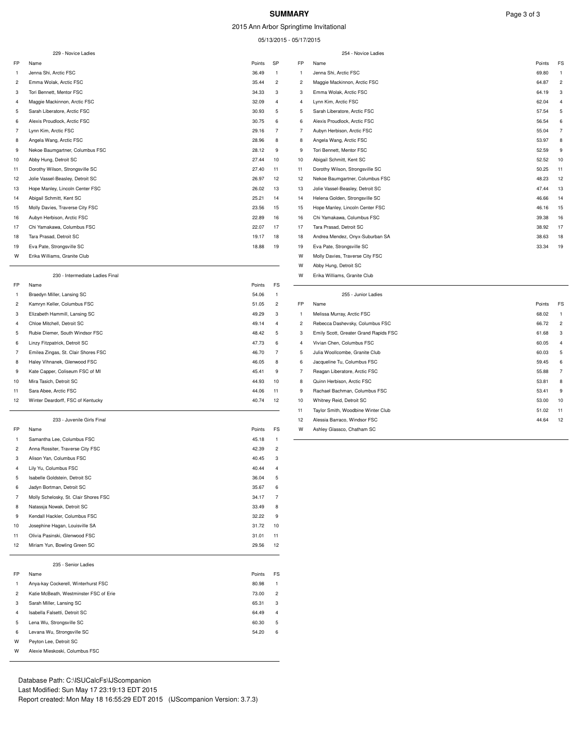# SUMMARY

2015 Ann Arbor Springtime Invitational

05/13/2015 - 05/17/2015

### 229 - Novice Ladies

| FP | Name | Points | SP |
|---|---|---|---|
| 1 | Jenna Shi, Arctic FSC | 36.49 | 1 |
| 2 | Emma Wolak, Arctic FSC | 35.44 | 2 |
| 3 | Tori Bennett, Mentor FSC | 34.33 | 3 |
| 4 | Maggie Mackinnon, Arctic FSC | 32.09 | 4 |
| 5 | Sarah Liberatore, Arctic FSC | 30.93 | 5 |
| 6 | Alexis Proudlock, Arctic FSC | 30.75 | 6 |
| 7 | Lynn Kim, Arctic FSC | 29.16 | 7 |
| 8 | Angela Wang, Arctic FSC | 28.96 | 8 |
| 9 | Nekoe Baumgartner, Columbus FSC | 28.12 | 9 |
| 10 | Abby Hung, Detroit SC | 27.44 | 10 |
| 11 | Dorothy Wilson, Strongsville SC | 27.40 | 11 |
| 12 | Jolie Vassel-Beasley, Detroit SC | 26.97 | 12 |
| 13 | Hope Manley, Lincoln Center FSC | 26.02 | 13 |
| 14 | Abigail Schmitt, Kent SC | 25.21 | 14 |
| 15 | Molly Davies, Traverse City FSC | 23.56 | 15 |
| 16 | Aubyn Herbison, Arctic FSC | 22.89 | 16 |
| 17 | Chi Yamakawa, Columbus FSC | 22.07 | 17 |
| 18 | Tara Prasad, Detroit SC | 19.17 | 18 |
| 19 | Eva Pate, Strongsville SC | 18.88 | 19 |
| W | Erika Williams, Granite Club | | |

### 230 - Intermediate Ladies Final

| FP | Name | Points | FS |
|---|---|---|---|
| 1 | Braedyn Miller, Lansing SC | 54.06 | 1 |
| 2 | Kamryn Keller, Columbus FSC | 51.05 | 2 |
| 3 | Elizabeth Hammill, Lansing SC | 49.29 | 3 |
| 4 | Chloe Mitchell, Detroit SC | 49.14 | 4 |
| 5 | Rubie Diemer, South Windsor FSC | 48.42 | 5 |
| 6 | Linzy Fitzpatrick, Detroit SC | 47.73 | 6 |
| 7 | Emilea Zingas, St. Clair Shores FSC | 46.70 | 7 |
| 8 | Haley Vihnanek, Glenwood FSC | 46.05 | 8 |
| 9 | Kate Capper, Coliseum FSC of MI | 45.41 | 9 |
| 10 | Mira Tasich, Detroit SC | 44.93 | 10 |
| 11 | Sara Abee, Arctic FSC | 44.06 | 11 |
| 12 | Winter Deardorff, FSC of Kentucky | 40.74 | 12 |

### 233 - Juvenile Girls Final

| FP | Name | Points | FS |
|---|---|---|---|
| 1 | Samantha Lee, Columbus FSC | 45.18 | 1 |
| 2 | Anna Rossiter, Traverse City FSC | 42.39 | 2 |
| 3 | Alison Yan, Columbus FSC | 40.45 | 3 |
| 4 | Lily Yu, Columbus FSC | 40.44 | 4 |
| 5 | Isabelle Goldstein, Detroit SC | 36.04 | 5 |
| 6 | Jadyn Bortman, Detroit SC | 35.67 | 6 |
| 7 | Molly Schelosky, St. Clair Shores FSC | 34.17 | 7 |
| 8 | Natassja Nowak, Detroit SC | 33.49 | 8 |
| 9 | Kendall Hackler, Columbus FSC | 32.22 | 9 |
| 10 | Josephine Hagan, Louisville SA | 31.72 | 10 |
| 11 | Olivia Pasinski, Glenwood FSC | 31.01 | 11 |
| 12 | Miriam Yun, Bowling Green SC | 29.56 | 12 |

### 235 - Senior Ladies

| FP | Name | Points | FS |
|---|---|---|---|
| 1 | Anya-kay Cockerell, Winterhurst FSC | 80.98 | 1 |
| 2 | Katie McBeath, Westminster FSC of Erie | 73.00 | 2 |
| 3 | Sarah Miller, Lansing SC | 65.31 | 3 |
| 4 | Isabella Falsetti, Detroit SC | 64.49 | 4 |
| 5 | Lena Wu, Strongsville SC | 60.30 | 5 |
| 6 | Levana Wu, Strongsville SC | 54.20 | 6 |
| W | Peyton Lee, Detroit SC | | |
| W | Alexie Mieskoski, Columbus FSC | | |

### 254 - Novice Ladies

| FP | Name | Points | FS |
|---|---|---|---|
| 1 | Jenna Shi, Arctic FSC | 69.80 | 1 |
| 2 | Maggie Mackinnon, Arctic FSC | 64.87 | 2 |
| 3 | Emma Wolak, Arctic FSC | 64.19 | 3 |
| 4 | Lynn Kim, Arctic FSC | 62.04 | 4 |
| 5 | Sarah Liberatore, Arctic FSC | 57.54 | 5 |
| 6 | Alexis Proudlock, Arctic FSC | 56.54 | 6 |
| 7 | Aubyn Herbison, Arctic FSC | 55.04 | 7 |
| 8 | Angela Wang, Arctic FSC | 53.97 | 8 |
| 9 | Tori Bennett, Mentor FSC | 52.59 | 9 |
| 10 | Abigail Schmitt, Kent SC | 52.52 | 10 |
| 11 | Dorothy Wilson, Strongsville SC | 50.25 | 11 |
| 12 | Nekoe Baumgartner, Columbus FSC | 48.23 | 12 |
| 13 | Jolie Vassel-Beasley, Detroit SC | 47.44 | 13 |
| 14 | Helena Golden, Strongsville SC | 46.66 | 14 |
| 15 | Hope Manley, Lincoln Center FSC | 46.16 | 15 |
| 16 | Chi Yamakawa, Columbus FSC | 39.38 | 16 |
| 17 | Tara Prasad, Detroit SC | 38.92 | 17 |
| 18 | Andrea Mendez, Onyx-Suburban SA | 38.63 | 18 |
| 19 | Eva Pate, Strongsville SC | 33.34 | 19 |
| W | Molly Davies, Traverse City FSC | | |
| W | Abby Hung, Detroit SC | | |
| W | Erika Williams, Granite Club | | |

### 255 - Junior Ladies

| FP | Name | Points | FS |
|---|---|---|---|
| 1 | Melissa Murray, Arctic FSC | 68.02 | 1 |
| 2 | Rebecca Dashevsky, Columbus FSC | 66.72 | 2 |
| 3 | Emily Scott, Greater Grand Rapids FSC | 61.68 | 3 |
| 4 | Vivian Chen, Columbus FSC | 60.05 | 4 |
| 5 | Julia Woollcombe, Granite Club | 60.03 | 5 |
| 6 | Jacqueline Tu, Columbus FSC | 59.45 | 6 |
| 7 | Reagan Liberatore, Arctic FSC | 55.88 | 7 |
| 8 | Quinn Herbison, Arctic FSC | 53.81 | 8 |
| 9 | Rachael Bachman, Columbus FSC | 53.41 | 9 |
| 10 | Whitney Reid, Detroit SC | 53.00 | 10 |
| 11 | Taylor Smith, Woodbine Winter Club | 51.02 | 11 |
| 12 | Alessia Barraco, Windsor FSC | 44.64 | 12 |
| W | Ashley Glassco, Chatham SC | | |

Database Path: C:\ISUCalcFs\IJScompanion
Last Modified: Sun May 17 23:19:13 EDT 2015
Report created: Mon May 18 16:55:29 EDT 2015 (IJScompanion Version: 3.7.3)